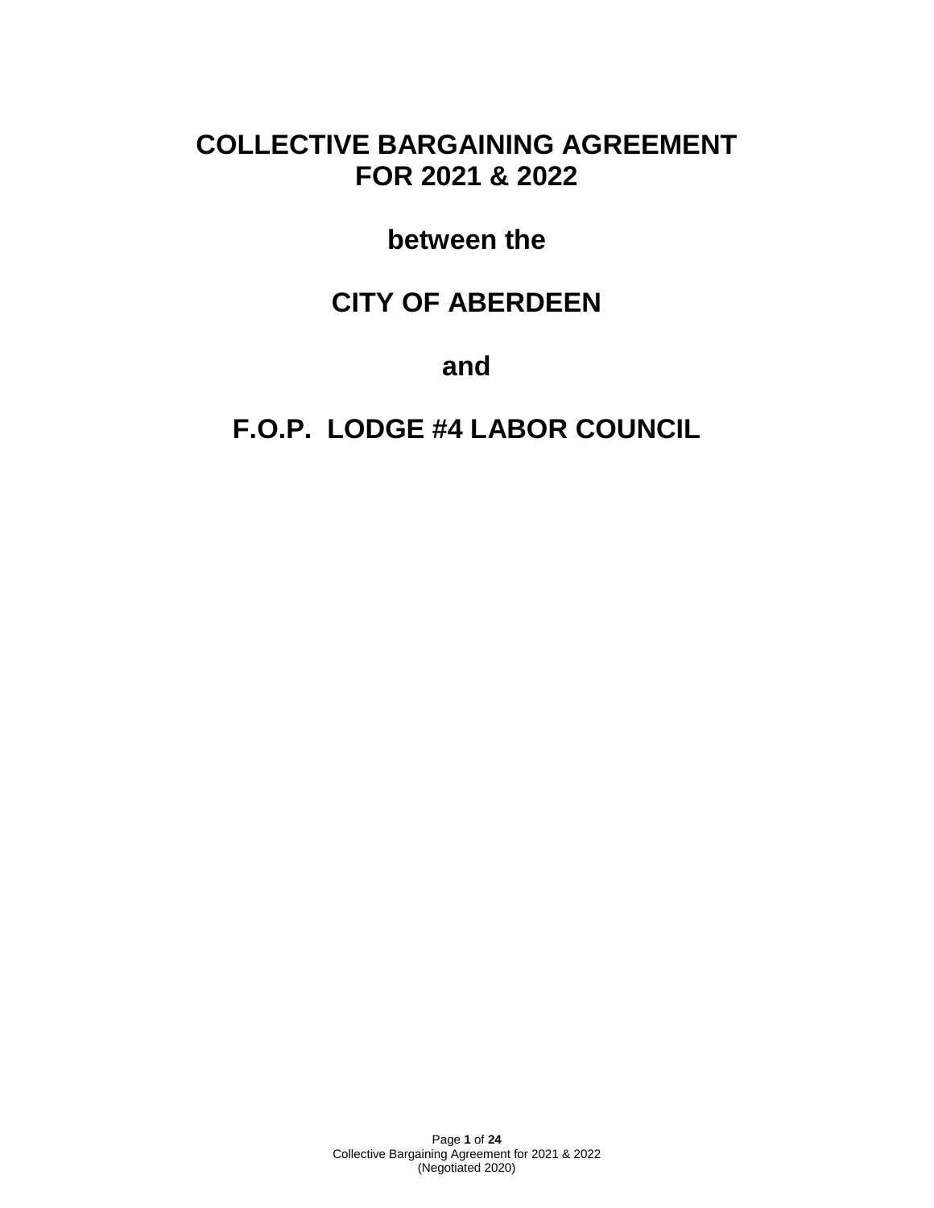# COLLECTIVE BARGAINING AGREEMENT FOR 2021 & 2022

**between the**

# CITY OF ABERDEEN

**and**

# F.O.P. LODGE #4 LABOR COUNCIL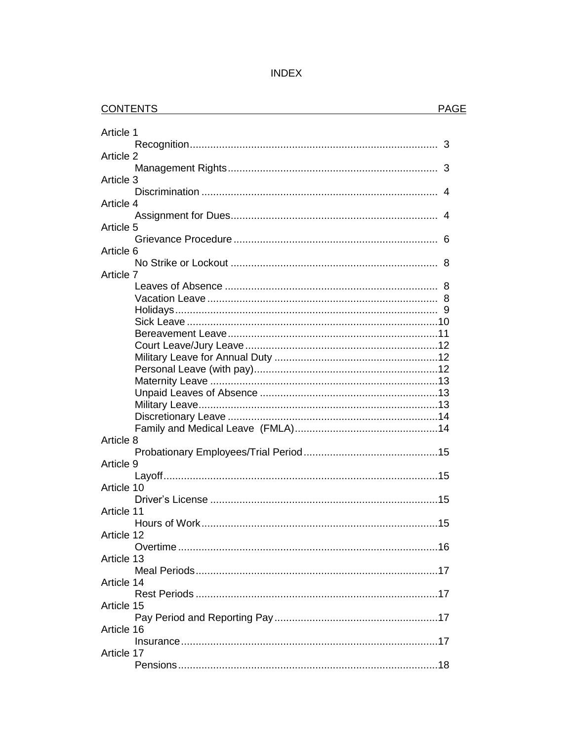# INDEX

| CONTENTS | PAGE |
|---|---|
| Article 1 | |
| Recognition | 3 |
| Article 2 | |
| Management Rights | 3 |
| Article 3 | |
| Discrimination | 4 |
| Article 4 | |
| Assignment for Dues | 4 |
| Article 5 | |
| Grievance Procedure | 6 |
| Article 6 | |
| No Strike or Lockout | 8 |
| Article 7 | |
| Leaves of Absence | 8 |
| Vacation Leave | 8 |
| Holidays | 9 |
| Sick Leave | 10 |
| Bereavement Leave | 11 |
| Court Leave/Jury Leave | 12 |
| Military Leave for Annual Duty | 12 |
| Personal Leave (with pay) | 12 |
| Maternity Leave | 13 |
| Unpaid Leaves of Absence | 13 |
| Military Leave | 13 |
| Discretionary Leave | 14 |
| Family and Medical Leave (FMLA) | 14 |
| Article 8 | |
| Probationary Employees/Trial Period | 15 |
| Article 9 | |
| Layoff | 15 |
| Article 10 | |
| Driver's License | 15 |
| Article 11 | |
| Hours of Work | 15 |
| Article 12 | |
| Overtime | 16 |
| Article 13 | |
| Meal Periods | 17 |
| Article 14 | |
| Rest Periods | 17 |
| Article 15 | |
| Pay Period and Reporting Pay | 17 |
| Article 16 | |
| Insurance | 17 |
| Article 17 | |
| Pensions | 18 |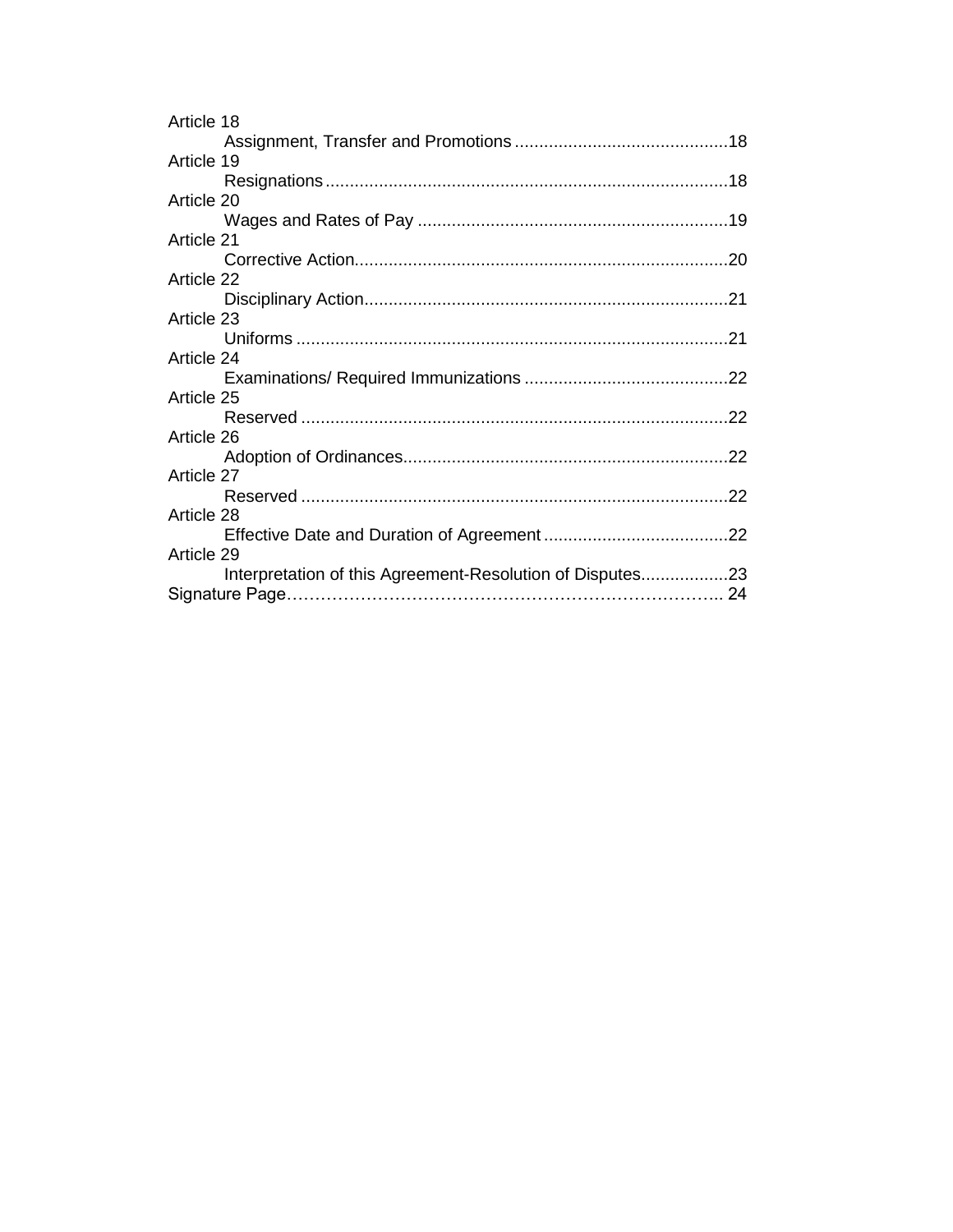Article 18
Assignment, Transfer and Promotions ............................................18
Article 19
Resignations ..................................................................................18
Article 20
Wages and Rates of Pay ...............................................................19
Article 21
Corrective Action............................................................................20
Article 22
Disciplinary Action..........................................................................21
Article 23
Uniforms ........................................................................................21
Article 24
Examinations/ Required Immunizations ..........................................22
Article 25
Reserved .......................................................................................22
Article 26
Adoption of Ordinances..................................................................22
Article 27
Reserved .......................................................................................22
Article 28
Effective Date and Duration of Agreement ......................................22
Article 29
Interpretation of this Agreement-Resolution of Disputes..................23
Signature Page………………………………………………………………….. 24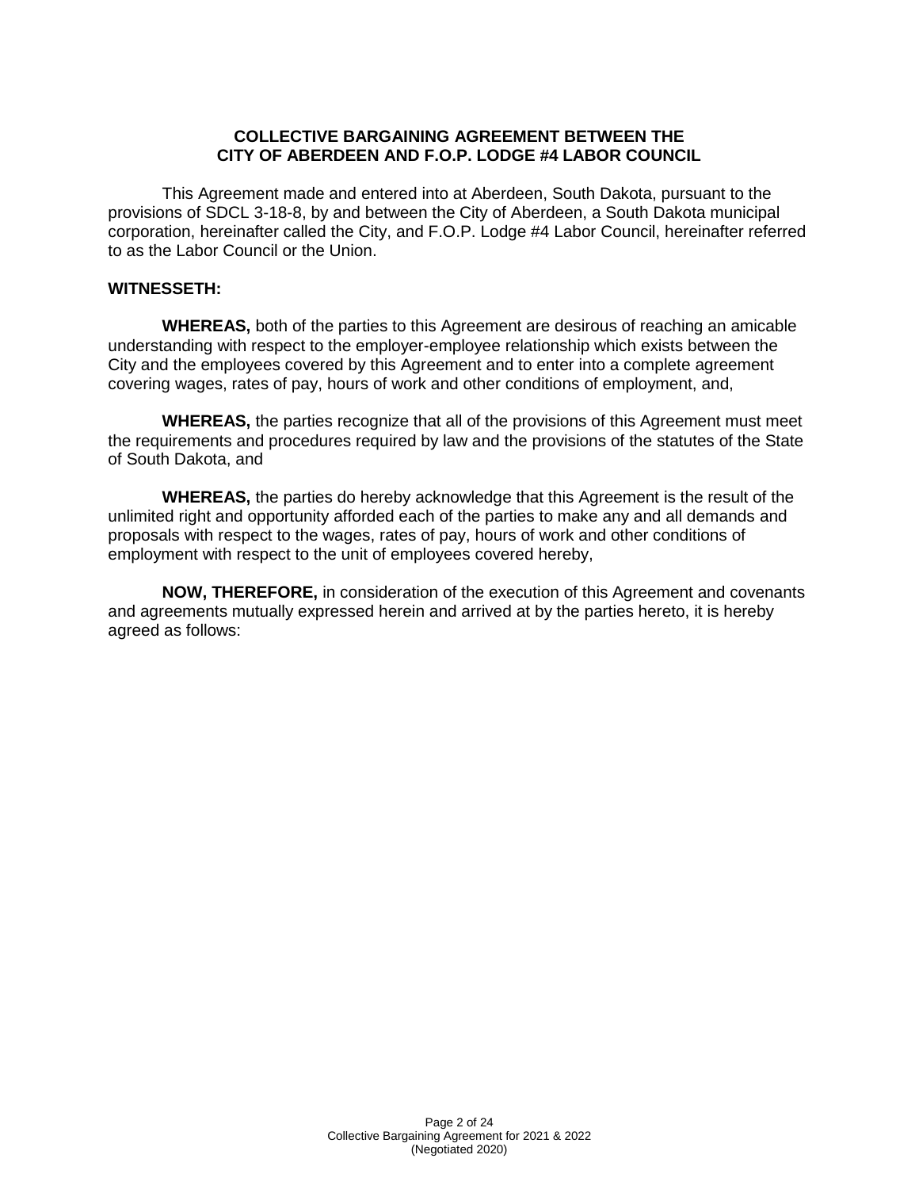**COLLECTIVE BARGAINING AGREEMENT BETWEEN THE CITY OF ABERDEEN AND F.O.P. LODGE #4 LABOR COUNCIL**

This Agreement made and entered into at Aberdeen, South Dakota, pursuant to the provisions of SDCL 3-18-8, by and between the City of Aberdeen, a South Dakota municipal corporation, hereinafter called the City, and F.O.P. Lodge #4 Labor Council, hereinafter referred to as the Labor Council or the Union.

**WITNESSETH:**

**WHEREAS,** both of the parties to this Agreement are desirous of reaching an amicable understanding with respect to the employer-employee relationship which exists between the City and the employees covered by this Agreement and to enter into a complete agreement covering wages, rates of pay, hours of work and other conditions of employment, and,

**WHEREAS,** the parties recognize that all of the provisions of this Agreement must meet the requirements and procedures required by law and the provisions of the statutes of the State of South Dakota, and

**WHEREAS,** the parties do hereby acknowledge that this Agreement is the result of the unlimited right and opportunity afforded each of the parties to make any and all demands and proposals with respect to the wages, rates of pay, hours of work and other conditions of employment with respect to the unit of employees covered hereby,

**NOW, THEREFORE,** in consideration of the execution of this Agreement and covenants and agreements mutually expressed herein and arrived at by the parties hereto, it is hereby agreed as follows: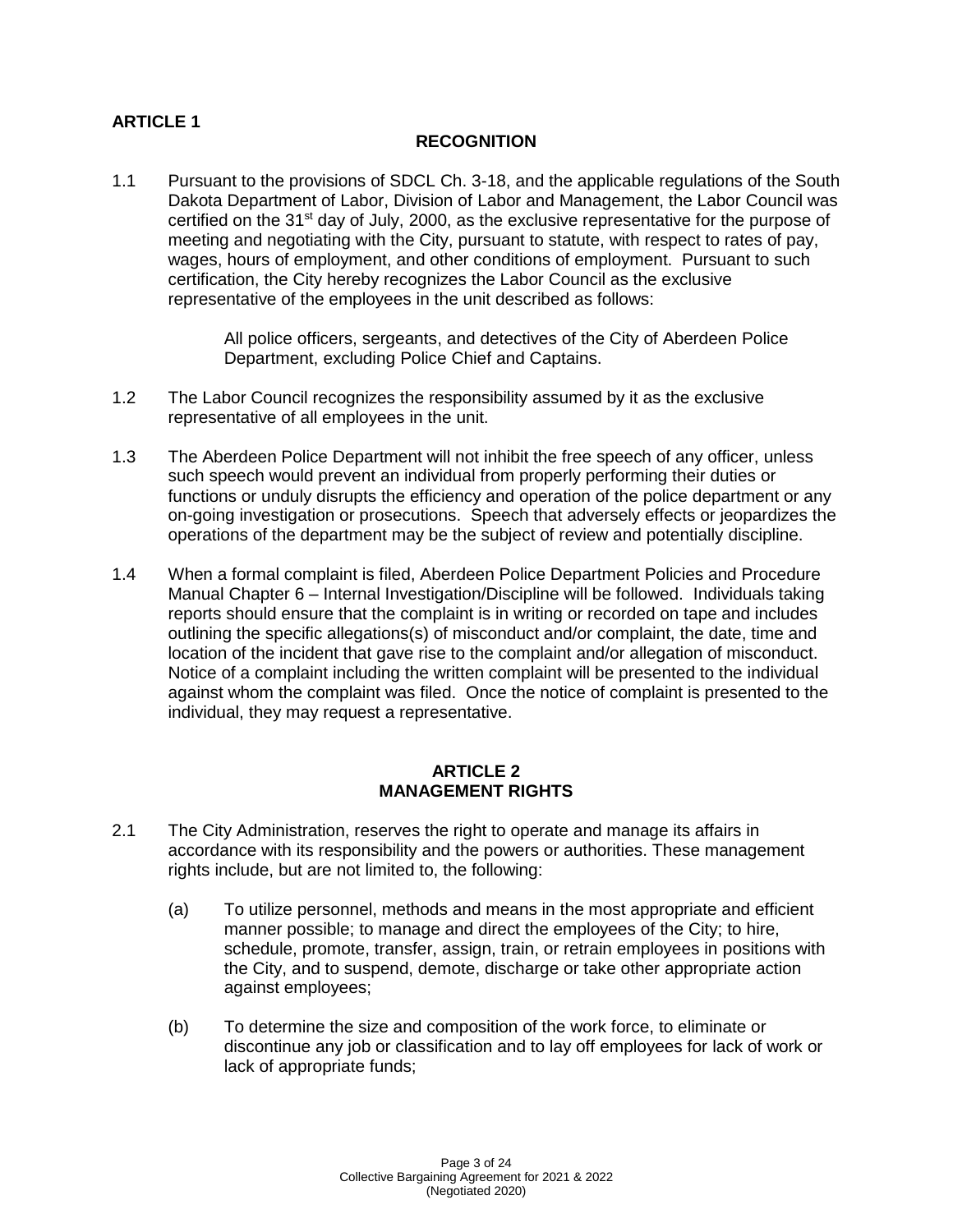## ARTICLE 1

### RECOGNITION

1.1 Pursuant to the provisions of SDCL Ch. 3-18, and the applicable regulations of the South Dakota Department of Labor, Division of Labor and Management, the Labor Council was certified on the 31st day of July, 2000, as the exclusive representative for the purpose of meeting and negotiating with the City, pursuant to statute, with respect to rates of pay, wages, hours of employment, and other conditions of employment. Pursuant to such certification, the City hereby recognizes the Labor Council as the exclusive representative of the employees in the unit described as follows:

> All police officers, sergeants, and detectives of the City of Aberdeen Police Department, excluding Police Chief and Captains.

1.2 The Labor Council recognizes the responsibility assumed by it as the exclusive representative of all employees in the unit.

1.3 The Aberdeen Police Department will not inhibit the free speech of any officer, unless such speech would prevent an individual from properly performing their duties or functions or unduly disrupts the efficiency and operation of the police department or any on-going investigation or prosecutions. Speech that adversely effects or jeopardizes the operations of the department may be the subject of review and potentially discipline.

1.4 When a formal complaint is filed, Aberdeen Police Department Policies and Procedure Manual Chapter 6 – Internal Investigation/Discipline will be followed. Individuals taking reports should ensure that the complaint is in writing or recorded on tape and includes outlining the specific allegations(s) of misconduct and/or complaint, the date, time and location of the incident that gave rise to the complaint and/or allegation of misconduct. Notice of a complaint including the written complaint will be presented to the individual against whom the complaint was filed. Once the notice of complaint is presented to the individual, they may request a representative.

## ARTICLE 2
## MANAGEMENT RIGHTS

2.1 The City Administration, reserves the right to operate and manage its affairs in accordance with its responsibility and the powers or authorities. These management rights include, but are not limited to, the following:

(a) To utilize personnel, methods and means in the most appropriate and efficient manner possible; to manage and direct the employees of the City; to hire, schedule, promote, transfer, assign, train, or retrain employees in positions with the City, and to suspend, demote, discharge or take other appropriate action against employees;

(b) To determine the size and composition of the work force, to eliminate or discontinue any job or classification and to lay off employees for lack of work or lack of appropriate funds;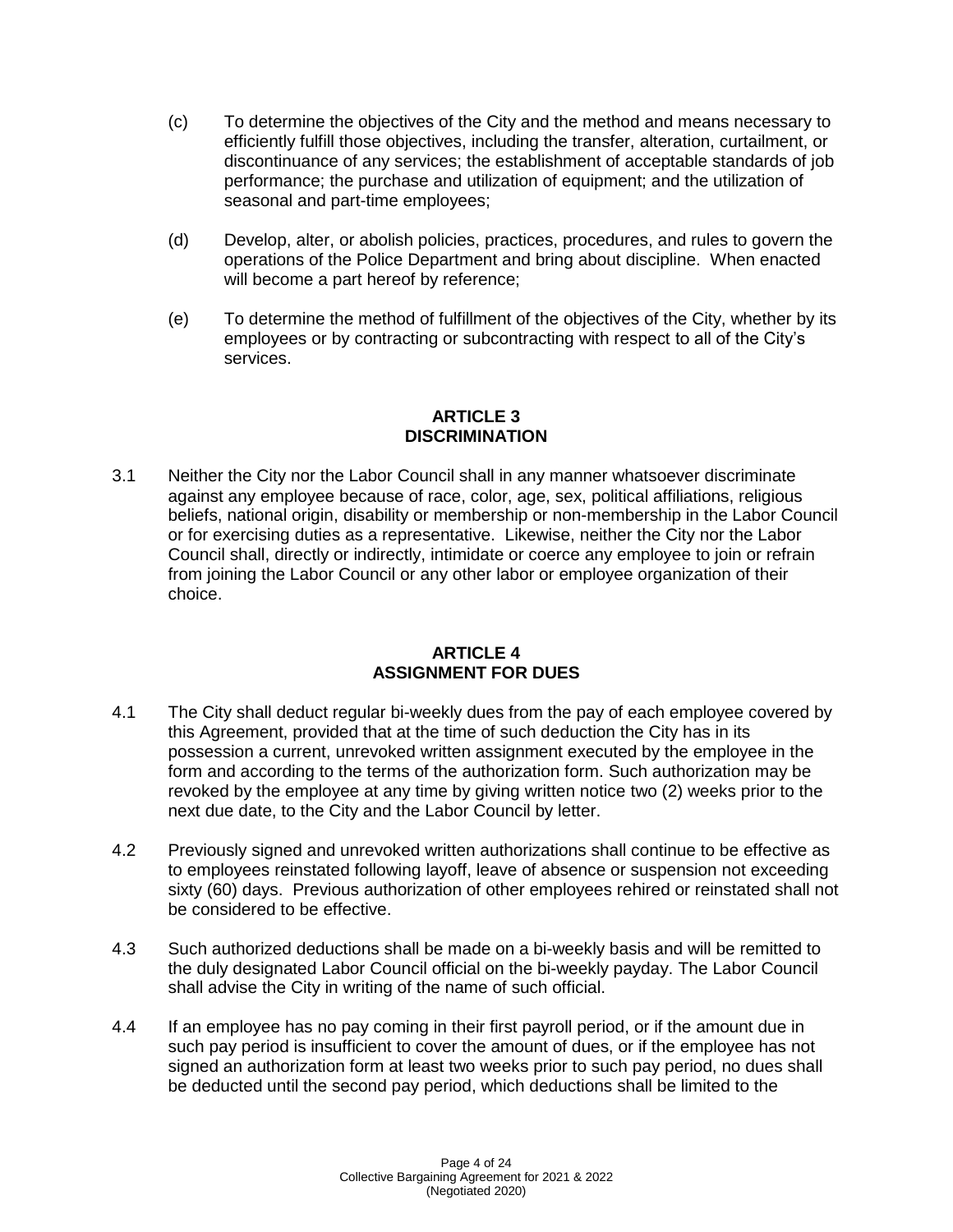(c) To determine the objectives of the City and the method and means necessary to efficiently fulfill those objectives, including the transfer, alteration, curtailment, or discontinuance of any services; the establishment of acceptable standards of job performance; the purchase and utilization of equipment; and the utilization of seasonal and part-time employees;

(d) Develop, alter, or abolish policies, practices, procedures, and rules to govern the operations of the Police Department and bring about discipline. When enacted will become a part hereof by reference;

(e) To determine the method of fulfillment of the objectives of the City, whether by its employees or by contracting or subcontracting with respect to all of the City's services.

## ARTICLE 3
## DISCRIMINATION

3.1 Neither the City nor the Labor Council shall in any manner whatsoever discriminate against any employee because of race, color, age, sex, political affiliations, religious beliefs, national origin, disability or membership or non-membership in the Labor Council or for exercising duties as a representative. Likewise, neither the City nor the Labor Council shall, directly or indirectly, intimidate or coerce any employee to join or refrain from joining the Labor Council or any other labor or employee organization of their choice.

## ARTICLE 4
## ASSIGNMENT FOR DUES

4.1 The City shall deduct regular bi-weekly dues from the pay of each employee covered by this Agreement, provided that at the time of such deduction the City has in its possession a current, unrevoked written assignment executed by the employee in the form and according to the terms of the authorization form. Such authorization may be revoked by the employee at any time by giving written notice two (2) weeks prior to the next due date, to the City and the Labor Council by letter.

4.2 Previously signed and unrevoked written authorizations shall continue to be effective as to employees reinstated following layoff, leave of absence or suspension not exceeding sixty (60) days. Previous authorization of other employees rehired or reinstated shall not be considered to be effective.

4.3 Such authorized deductions shall be made on a bi-weekly basis and will be remitted to the duly designated Labor Council official on the bi-weekly payday. The Labor Council shall advise the City in writing of the name of such official.

4.4 If an employee has no pay coming in their first payroll period, or if the amount due in such pay period is insufficient to cover the amount of dues, or if the employee has not signed an authorization form at least two weeks prior to such pay period, no dues shall be deducted until the second pay period, which deductions shall be limited to the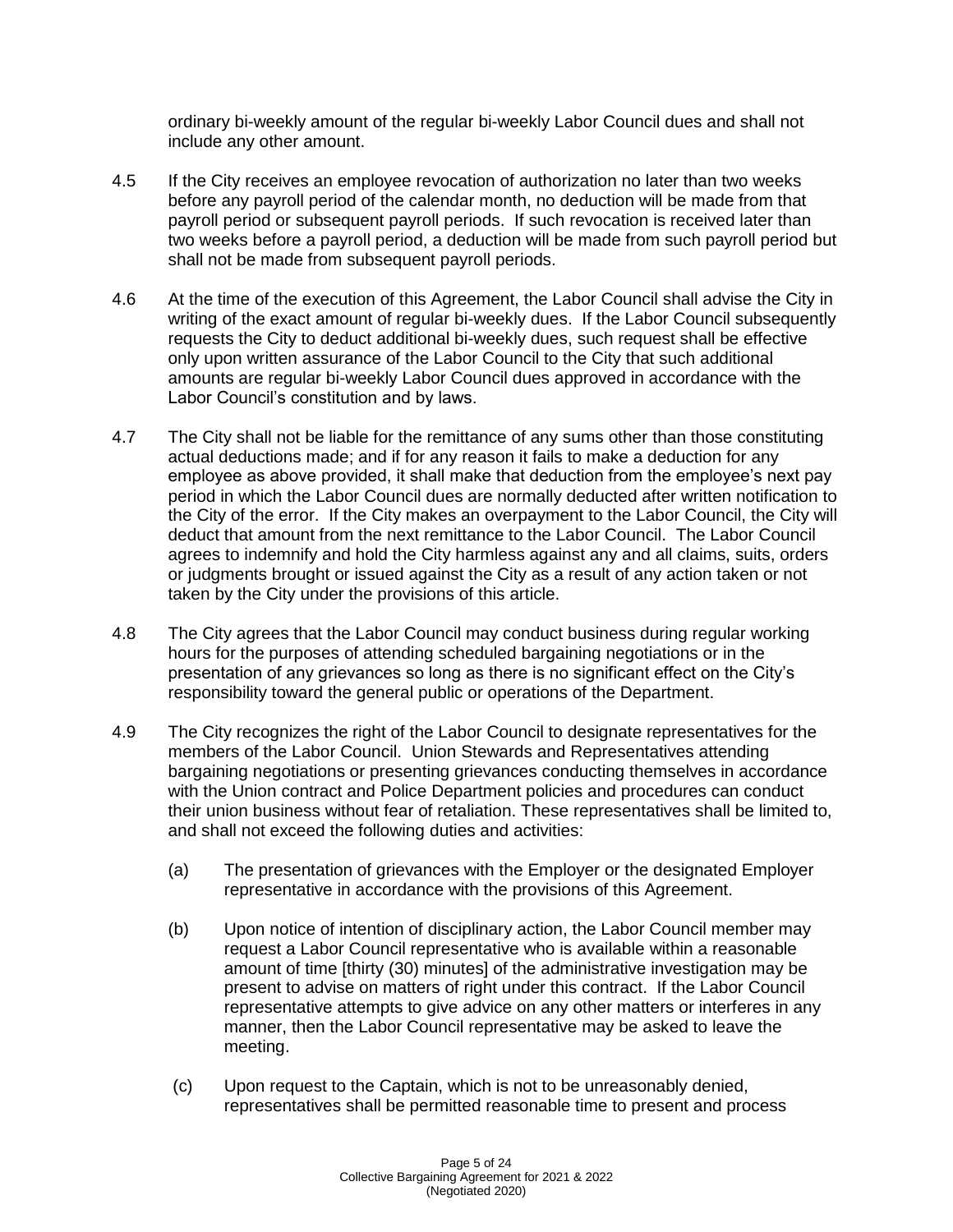ordinary bi-weekly amount of the regular bi-weekly Labor Council dues and shall not include any other amount.

4.5 If the City receives an employee revocation of authorization no later than two weeks before any payroll period of the calendar month, no deduction will be made from that payroll period or subsequent payroll periods. If such revocation is received later than two weeks before a payroll period, a deduction will be made from such payroll period but shall not be made from subsequent payroll periods.

4.6 At the time of the execution of this Agreement, the Labor Council shall advise the City in writing of the exact amount of regular bi-weekly dues. If the Labor Council subsequently requests the City to deduct additional bi-weekly dues, such request shall be effective only upon written assurance of the Labor Council to the City that such additional amounts are regular bi-weekly Labor Council dues approved in accordance with the Labor Council's constitution and by laws.

4.7 The City shall not be liable for the remittance of any sums other than those constituting actual deductions made; and if for any reason it fails to make a deduction for any employee as above provided, it shall make that deduction from the employee's next pay period in which the Labor Council dues are normally deducted after written notification to the City of the error. If the City makes an overpayment to the Labor Council, the City will deduct that amount from the next remittance to the Labor Council. The Labor Council agrees to indemnify and hold the City harmless against any and all claims, suits, orders or judgments brought or issued against the City as a result of any action taken or not taken by the City under the provisions of this article.

4.8 The City agrees that the Labor Council may conduct business during regular working hours for the purposes of attending scheduled bargaining negotiations or in the presentation of any grievances so long as there is no significant effect on the City's responsibility toward the general public or operations of the Department.

4.9 The City recognizes the right of the Labor Council to designate representatives for the members of the Labor Council. Union Stewards and Representatives attending bargaining negotiations or presenting grievances conducting themselves in accordance with the Union contract and Police Department policies and procedures can conduct their union business without fear of retaliation. These representatives shall be limited to, and shall not exceed the following duties and activities:

(a) The presentation of grievances with the Employer or the designated Employer representative in accordance with the provisions of this Agreement.

(b) Upon notice of intention of disciplinary action, the Labor Council member may request a Labor Council representative who is available within a reasonable amount of time [thirty (30) minutes] of the administrative investigation may be present to advise on matters of right under this contract. If the Labor Council representative attempts to give advice on any other matters or interferes in any manner, then the Labor Council representative may be asked to leave the meeting.

(c) Upon request to the Captain, which is not to be unreasonably denied, representatives shall be permitted reasonable time to present and process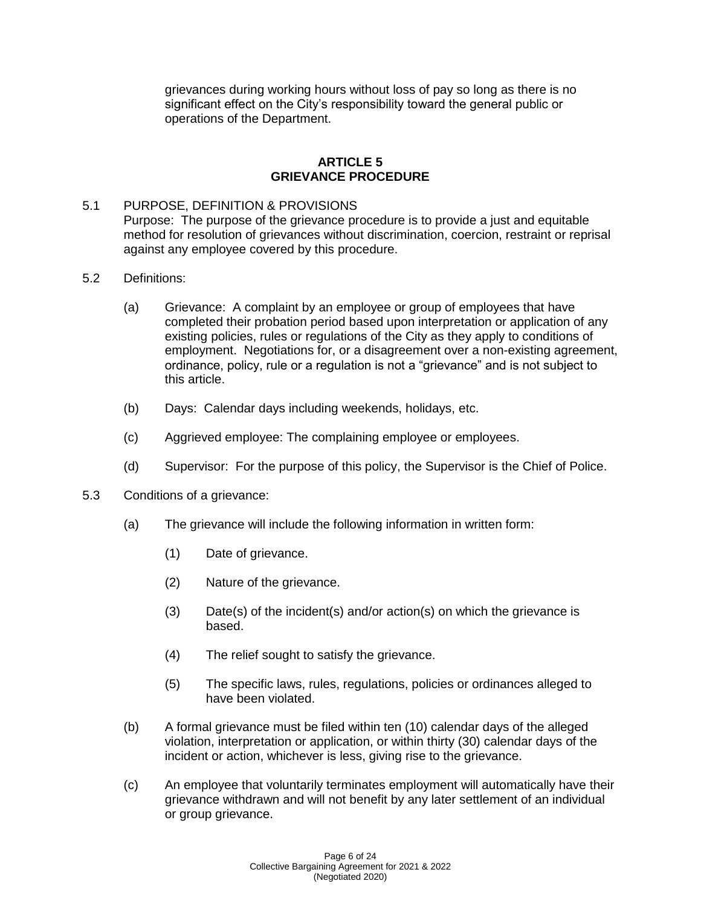grievances during working hours without loss of pay so long as there is no significant effect on the City's responsibility toward the general public or operations of the Department.

## ARTICLE 5
## GRIEVANCE PROCEDURE

5.1 PURPOSE, DEFINITION & PROVISIONS
Purpose: The purpose of the grievance procedure is to provide a just and equitable method for resolution of grievances without discrimination, coercion, restraint or reprisal against any employee covered by this procedure.

5.2 Definitions:

(a) Grievance: A complaint by an employee or group of employees that have completed their probation period based upon interpretation or application of any existing policies, rules or regulations of the City as they apply to conditions of employment. Negotiations for, or a disagreement over a non-existing agreement, ordinance, policy, rule or a regulation is not a "grievance" and is not subject to this article.

(b) Days: Calendar days including weekends, holidays, etc.

(c) Aggrieved employee: The complaining employee or employees.

(d) Supervisor: For the purpose of this policy, the Supervisor is the Chief of Police.

5.3 Conditions of a grievance:

(a) The grievance will include the following information in written form:

(1) Date of grievance.

(2) Nature of the grievance.

(3) Date(s) of the incident(s) and/or action(s) on which the grievance is based.

(4) The relief sought to satisfy the grievance.

(5) The specific laws, rules, regulations, policies or ordinances alleged to have been violated.

(b) A formal grievance must be filed within ten (10) calendar days of the alleged violation, interpretation or application, or within thirty (30) calendar days of the incident or action, whichever is less, giving rise to the grievance.

(c) An employee that voluntarily terminates employment will automatically have their grievance withdrawn and will not benefit by any later settlement of an individual or group grievance.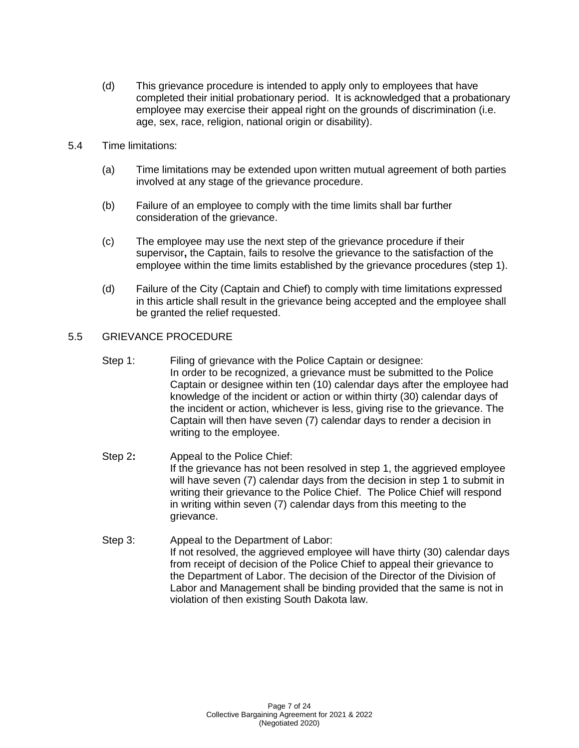(d) This grievance procedure is intended to apply only to employees that have completed their initial probationary period. It is acknowledged that a probationary employee may exercise their appeal right on the grounds of discrimination (i.e. age, sex, race, religion, national origin or disability).

5.4 Time limitations:

(a) Time limitations may be extended upon written mutual agreement of both parties involved at any stage of the grievance procedure.

(b) Failure of an employee to comply with the time limits shall bar further consideration of the grievance.

(c) The employee may use the next step of the grievance procedure if their supervisor**,** the Captain, fails to resolve the grievance to the satisfaction of the employee within the time limits established by the grievance procedures (step 1).

(d) Failure of the City (Captain and Chief) to comply with time limitations expressed in this article shall result in the grievance being accepted and the employee shall be granted the relief requested.

5.5 GRIEVANCE PROCEDURE

Step 1: Filing of grievance with the Police Captain or designee:
In order to be recognized, a grievance must be submitted to the Police Captain or designee within ten (10) calendar days after the employee had knowledge of the incident or action or within thirty (30) calendar days of the incident or action, whichever is less, giving rise to the grievance. The Captain will then have seven (7) calendar days to render a decision in writing to the employee.

Step 2**:** Appeal to the Police Chief:
If the grievance has not been resolved in step 1, the aggrieved employee will have seven (7) calendar days from the decision in step 1 to submit in writing their grievance to the Police Chief. The Police Chief will respond in writing within seven (7) calendar days from this meeting to the grievance.

Step 3: Appeal to the Department of Labor:
If not resolved, the aggrieved employee will have thirty (30) calendar days from receipt of decision of the Police Chief to appeal their grievance to the Department of Labor. The decision of the Director of the Division of Labor and Management shall be binding provided that the same is not in violation of then existing South Dakota law.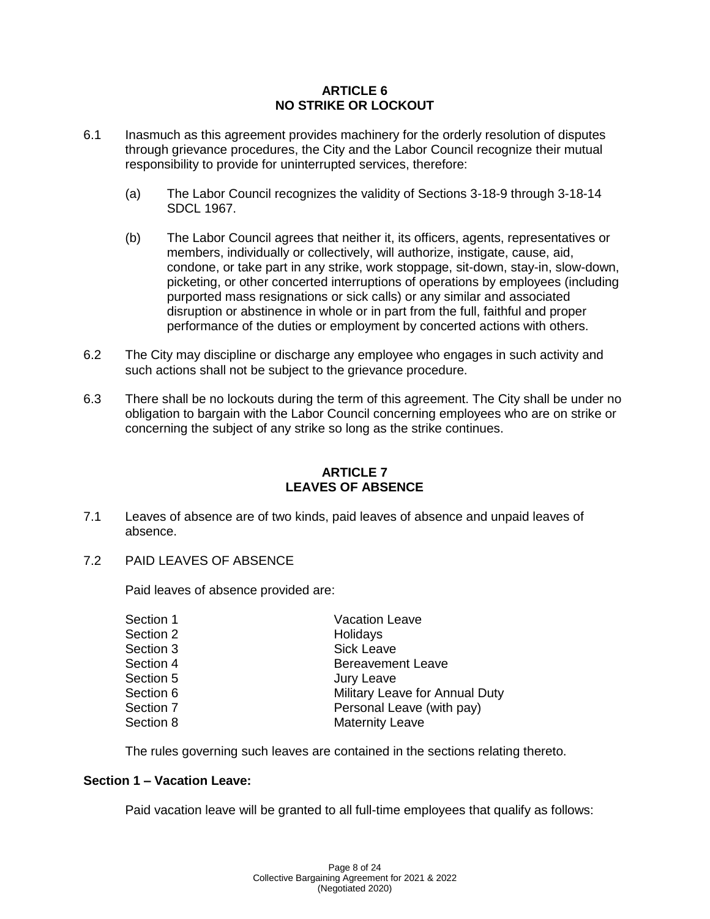## ARTICLE 6
## NO STRIKE OR LOCKOUT

6.1 Inasmuch as this agreement provides machinery for the orderly resolution of disputes through grievance procedures, the City and the Labor Council recognize their mutual responsibility to provide for uninterrupted services, therefore:

   (a) The Labor Council recognizes the validity of Sections 3-18-9 through 3-18-14 SDCL 1967.

   (b) The Labor Council agrees that neither it, its officers, agents, representatives or members, individually or collectively, will authorize, instigate, cause, aid, condone, or take part in any strike, work stoppage, sit-down, stay-in, slow-down, picketing, or other concerted interruptions of operations by employees (including purported mass resignations or sick calls) or any similar and associated disruption or abstinence in whole or in part from the full, faithful and proper performance of the duties or employment by concerted actions with others.

6.2 The City may discipline or discharge any employee who engages in such activity and such actions shall not be subject to the grievance procedure.

6.3 There shall be no lockouts during the term of this agreement. The City shall be under no obligation to bargain with the Labor Council concerning employees who are on strike or concerning the subject of any strike so long as the strike continues.

## ARTICLE 7
## LEAVES OF ABSENCE

7.1 Leaves of absence are of two kinds, paid leaves of absence and unpaid leaves of absence.

7.2 PAID LEAVES OF ABSENCE

Paid leaves of absence provided are:

| | |
|---|---|
| Section 1 | Vacation Leave |
| Section 2 | Holidays |
| Section 3 | Sick Leave |
| Section 4 | Bereavement Leave |
| Section 5 | Jury Leave |
| Section 6 | Military Leave for Annual Duty |
| Section 7 | Personal Leave (with pay) |
| Section 8 | Maternity Leave |

The rules governing such leaves are contained in the sections relating thereto.

**Section 1 – Vacation Leave:**

Paid vacation leave will be granted to all full-time employees that qualify as follows: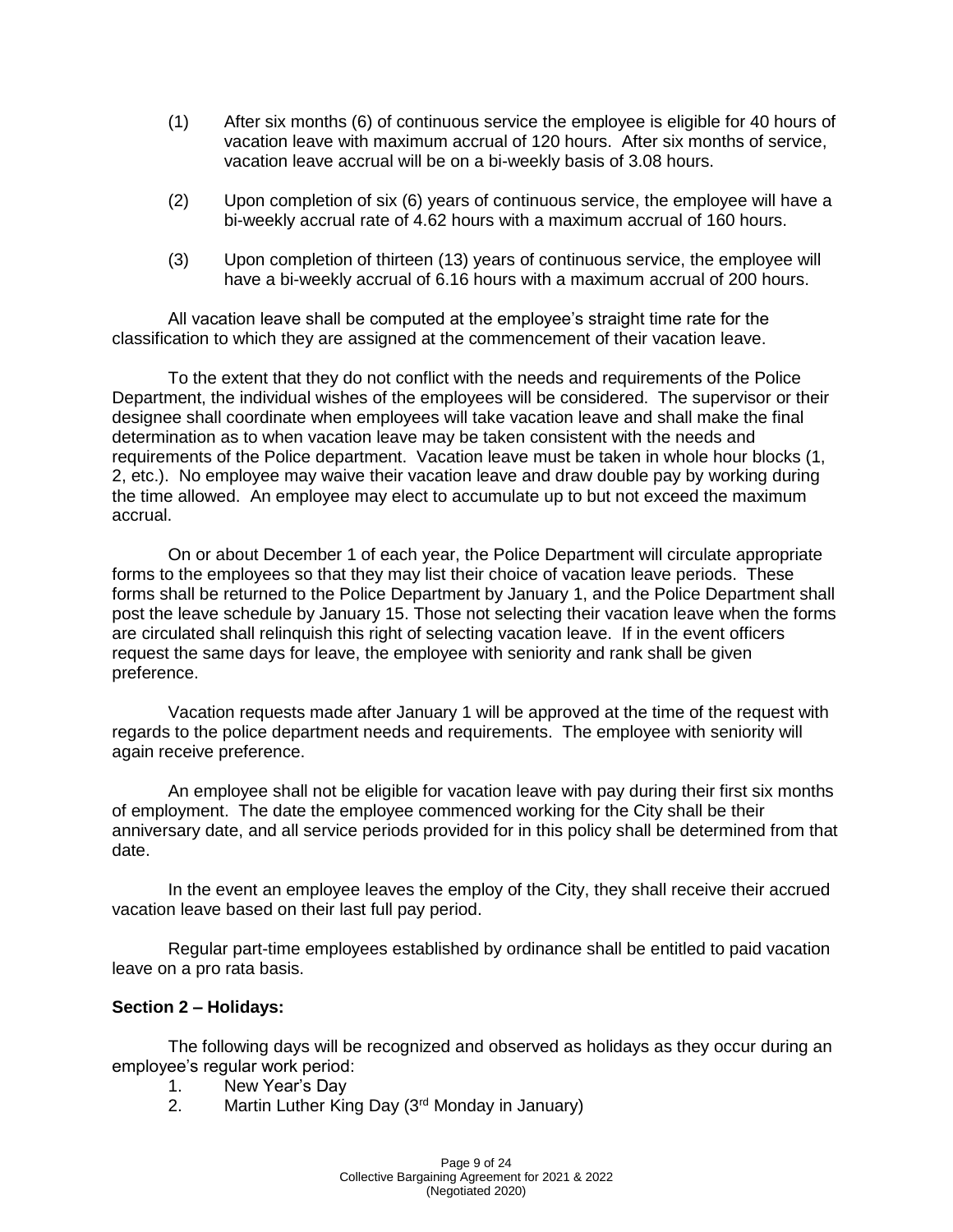(1) After six months (6) of continuous service the employee is eligible for 40 hours of vacation leave with maximum accrual of 120 hours. After six months of service, vacation leave accrual will be on a bi-weekly basis of 3.08 hours.

(2) Upon completion of six (6) years of continuous service, the employee will have a bi-weekly accrual rate of 4.62 hours with a maximum accrual of 160 hours.

(3) Upon completion of thirteen (13) years of continuous service, the employee will have a bi-weekly accrual of 6.16 hours with a maximum accrual of 200 hours.

All vacation leave shall be computed at the employee's straight time rate for the classification to which they are assigned at the commencement of their vacation leave.

To the extent that they do not conflict with the needs and requirements of the Police Department, the individual wishes of the employees will be considered. The supervisor or their designee shall coordinate when employees will take vacation leave and shall make the final determination as to when vacation leave may be taken consistent with the needs and requirements of the Police department. Vacation leave must be taken in whole hour blocks (1, 2, etc.). No employee may waive their vacation leave and draw double pay by working during the time allowed. An employee may elect to accumulate up to but not exceed the maximum accrual.

On or about December 1 of each year, the Police Department will circulate appropriate forms to the employees so that they may list their choice of vacation leave periods. These forms shall be returned to the Police Department by January 1, and the Police Department shall post the leave schedule by January 15. Those not selecting their vacation leave when the forms are circulated shall relinquish this right of selecting vacation leave. If in the event officers request the same days for leave, the employee with seniority and rank shall be given preference.

Vacation requests made after January 1 will be approved at the time of the request with regards to the police department needs and requirements. The employee with seniority will again receive preference.

An employee shall not be eligible for vacation leave with pay during their first six months of employment. The date the employee commenced working for the City shall be their anniversary date, and all service periods provided for in this policy shall be determined from that date.

In the event an employee leaves the employ of the City, they shall receive their accrued vacation leave based on their last full pay period.

Regular part-time employees established by ordinance shall be entitled to paid vacation leave on a pro rata basis.

**Section 2 – Holidays:**

The following days will be recognized and observed as holidays as they occur during an employee's regular work period:

1. New Year's Day
2. Martin Luther King Day (3rd Monday in January)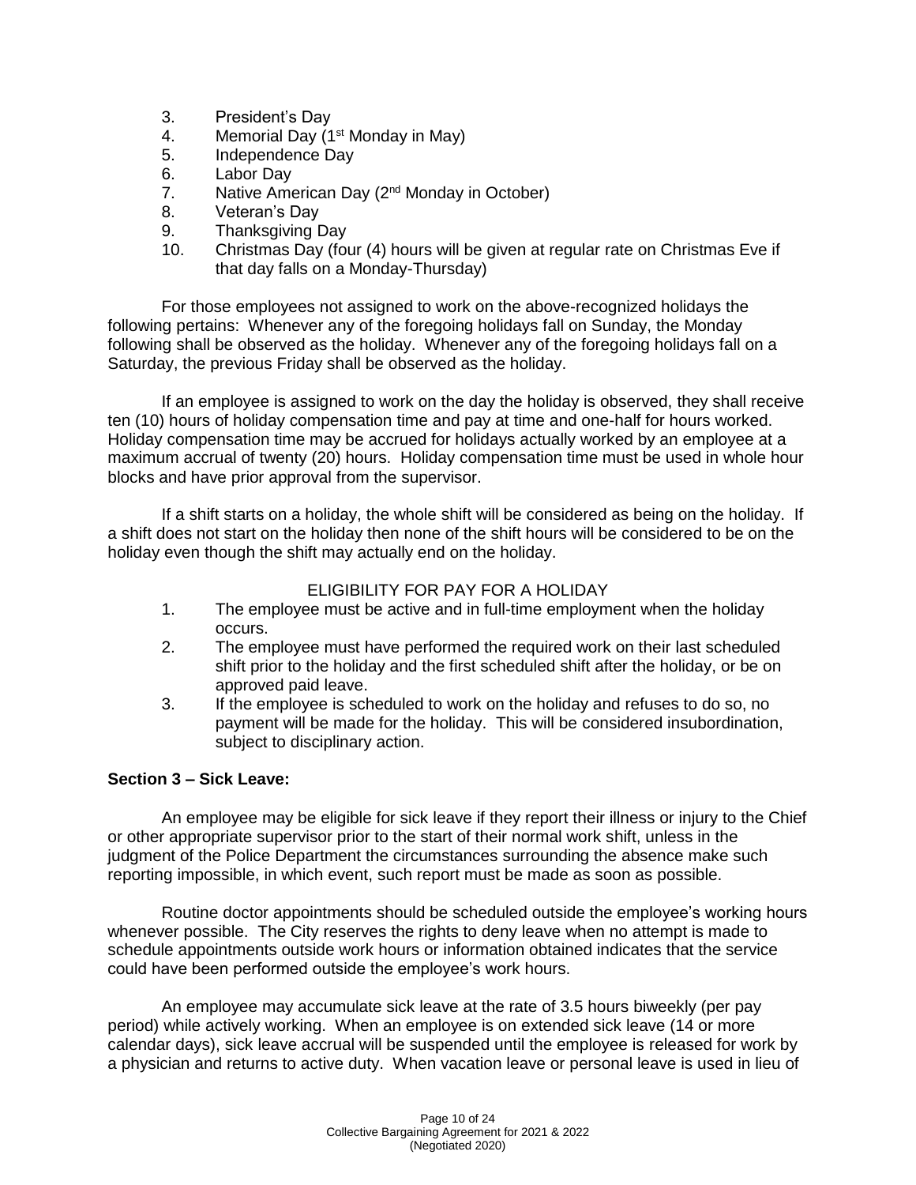3. President's Day
4. Memorial Day (1st Monday in May)
5. Independence Day
6. Labor Day
7. Native American Day (2nd Monday in October)
8. Veteran's Day
9. Thanksgiving Day
10. Christmas Day (four (4) hours will be given at regular rate on Christmas Eve if that day falls on a Monday-Thursday)

For those employees not assigned to work on the above-recognized holidays the following pertains: Whenever any of the foregoing holidays fall on Sunday, the Monday following shall be observed as the holiday. Whenever any of the foregoing holidays fall on a Saturday, the previous Friday shall be observed as the holiday.

If an employee is assigned to work on the day the holiday is observed, they shall receive ten (10) hours of holiday compensation time and pay at time and one-half for hours worked. Holiday compensation time may be accrued for holidays actually worked by an employee at a maximum accrual of twenty (20) hours. Holiday compensation time must be used in whole hour blocks and have prior approval from the supervisor.

If a shift starts on a holiday, the whole shift will be considered as being on the holiday. If a shift does not start on the holiday then none of the shift hours will be considered to be on the holiday even though the shift may actually end on the holiday.

ELIGIBILITY FOR PAY FOR A HOLIDAY

1. The employee must be active and in full-time employment when the holiday occurs.
2. The employee must have performed the required work on their last scheduled shift prior to the holiday and the first scheduled shift after the holiday, or be on approved paid leave.
3. If the employee is scheduled to work on the holiday and refuses to do so, no payment will be made for the holiday. This will be considered insubordination, subject to disciplinary action.

**Section 3 – Sick Leave:**

An employee may be eligible for sick leave if they report their illness or injury to the Chief or other appropriate supervisor prior to the start of their normal work shift, unless in the judgment of the Police Department the circumstances surrounding the absence make such reporting impossible, in which event, such report must be made as soon as possible.

Routine doctor appointments should be scheduled outside the employee's working hours whenever possible. The City reserves the rights to deny leave when no attempt is made to schedule appointments outside work hours or information obtained indicates that the service could have been performed outside the employee's work hours.

An employee may accumulate sick leave at the rate of 3.5 hours biweekly (per pay period) while actively working. When an employee is on extended sick leave (14 or more calendar days), sick leave accrual will be suspended until the employee is released for work by a physician and returns to active duty. When vacation leave or personal leave is used in lieu of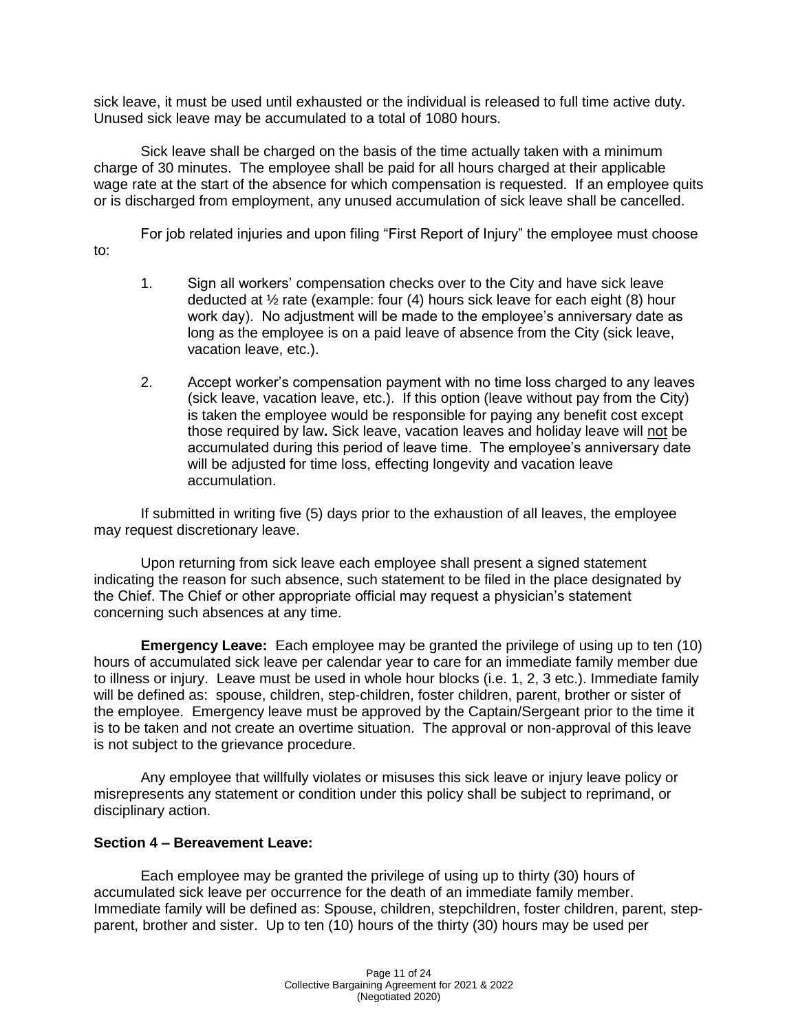sick leave, it must be used until exhausted or the individual is released to full time active duty. Unused sick leave may be accumulated to a total of 1080 hours.

Sick leave shall be charged on the basis of the time actually taken with a minimum charge of 30 minutes. The employee shall be paid for all hours charged at their applicable wage rate at the start of the absence for which compensation is requested. If an employee quits or is discharged from employment, any unused accumulation of sick leave shall be cancelled.

For job related injuries and upon filing "First Report of Injury" the employee must choose to:

1. Sign all workers' compensation checks over to the City and have sick leave deducted at ½ rate (example: four (4) hours sick leave for each eight (8) hour work day). No adjustment will be made to the employee's anniversary date as long as the employee is on a paid leave of absence from the City (sick leave, vacation leave, etc.).

2. Accept worker's compensation payment with no time loss charged to any leaves (sick leave, vacation leave, etc.). If this option (leave without pay from the City) is taken the employee would be responsible for paying any benefit cost except those required by law**.** Sick leave, vacation leaves and holiday leave will <u>not</u> be accumulated during this period of leave time. The employee's anniversary date will be adjusted for time loss, effecting longevity and vacation leave accumulation.

If submitted in writing five (5) days prior to the exhaustion of all leaves, the employee may request discretionary leave.

Upon returning from sick leave each employee shall present a signed statement indicating the reason for such absence, such statement to be filed in the place designated by the Chief. The Chief or other appropriate official may request a physician's statement concerning such absences at any time.

**Emergency Leave:** Each employee may be granted the privilege of using up to ten (10) hours of accumulated sick leave per calendar year to care for an immediate family member due to illness or injury. Leave must be used in whole hour blocks (i.e. 1, 2, 3 etc.). Immediate family will be defined as: spouse, children, step-children, foster children, parent, brother or sister of the employee. Emergency leave must be approved by the Captain/Sergeant prior to the time it is to be taken and not create an overtime situation. The approval or non-approval of this leave is not subject to the grievance procedure.

Any employee that willfully violates or misuses this sick leave or injury leave policy or misrepresents any statement or condition under this policy shall be subject to reprimand, or disciplinary action.

### Section 4 – Bereavement Leave:

Each employee may be granted the privilege of using up to thirty (30) hours of accumulated sick leave per occurrence for the death of an immediate family member. Immediate family will be defined as: Spouse, children, stepchildren, foster children, parent, step-parent, brother and sister. Up to ten (10) hours of the thirty (30) hours may be used per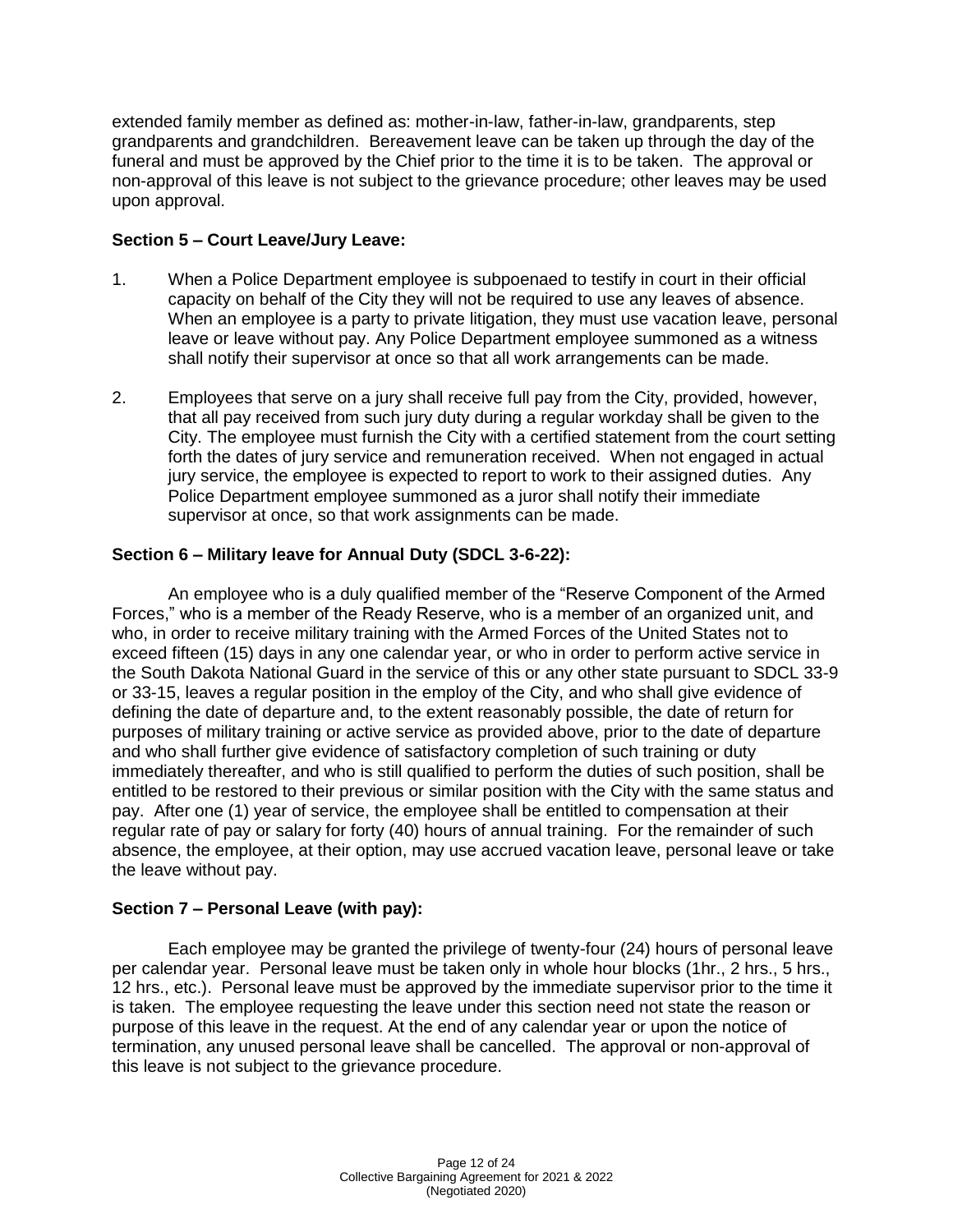extended family member as defined as: mother-in-law, father-in-law, grandparents, step grandparents and grandchildren. Bereavement leave can be taken up through the day of the funeral and must be approved by the Chief prior to the time it is to be taken. The approval or non-approval of this leave is not subject to the grievance procedure; other leaves may be used upon approval.

**Section 5 – Court Leave/Jury Leave:**

1. When a Police Department employee is subpoenaed to testify in court in their official capacity on behalf of the City they will not be required to use any leaves of absence. When an employee is a party to private litigation, they must use vacation leave, personal leave or leave without pay. Any Police Department employee summoned as a witness shall notify their supervisor at once so that all work arrangements can be made.

2. Employees that serve on a jury shall receive full pay from the City, provided, however, that all pay received from such jury duty during a regular workday shall be given to the City. The employee must furnish the City with a certified statement from the court setting forth the dates of jury service and remuneration received. When not engaged in actual jury service, the employee is expected to report to work to their assigned duties. Any Police Department employee summoned as a juror shall notify their immediate supervisor at once, so that work assignments can be made.

**Section 6 – Military leave for Annual Duty (SDCL 3-6-22):**

An employee who is a duly qualified member of the "Reserve Component of the Armed Forces," who is a member of the Ready Reserve, who is a member of an organized unit, and who, in order to receive military training with the Armed Forces of the United States not to exceed fifteen (15) days in any one calendar year, or who in order to perform active service in the South Dakota National Guard in the service of this or any other state pursuant to SDCL 33-9 or 33-15, leaves a regular position in the employ of the City, and who shall give evidence of defining the date of departure and, to the extent reasonably possible, the date of return for purposes of military training or active service as provided above, prior to the date of departure and who shall further give evidence of satisfactory completion of such training or duty immediately thereafter, and who is still qualified to perform the duties of such position, shall be entitled to be restored to their previous or similar position with the City with the same status and pay. After one (1) year of service, the employee shall be entitled to compensation at their regular rate of pay or salary for forty (40) hours of annual training. For the remainder of such absence, the employee, at their option, may use accrued vacation leave, personal leave or take the leave without pay.

**Section 7 – Personal Leave (with pay):**

Each employee may be granted the privilege of twenty-four (24) hours of personal leave per calendar year. Personal leave must be taken only in whole hour blocks (1hr., 2 hrs., 5 hrs., 12 hrs., etc.). Personal leave must be approved by the immediate supervisor prior to the time it is taken. The employee requesting the leave under this section need not state the reason or purpose of this leave in the request. At the end of any calendar year or upon the notice of termination, any unused personal leave shall be cancelled. The approval or non-approval of this leave is not subject to the grievance procedure.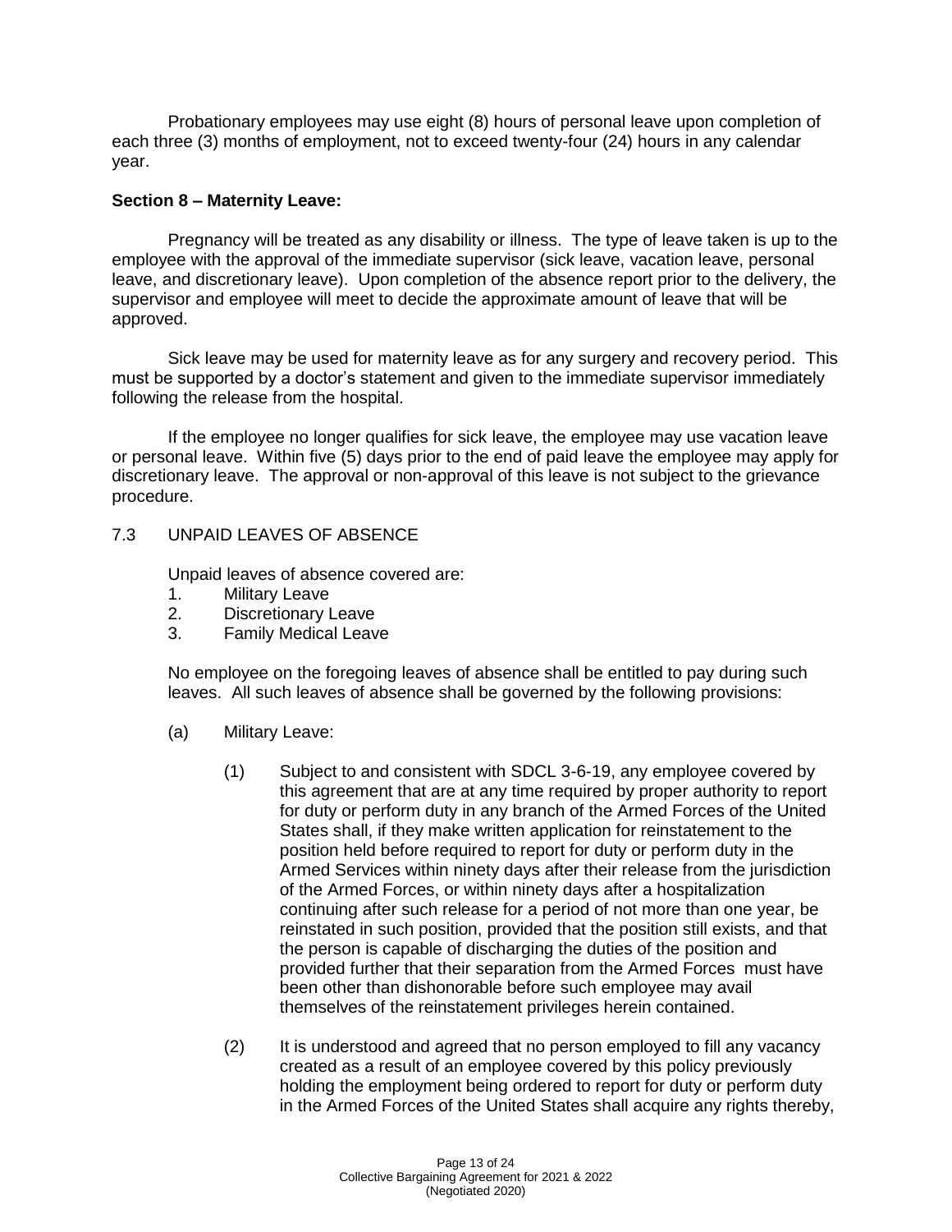Probationary employees may use eight (8) hours of personal leave upon completion of each three (3) months of employment, not to exceed twenty-four (24) hours in any calendar year.

**Section 8 – Maternity Leave:**

Pregnancy will be treated as any disability or illness. The type of leave taken is up to the employee with the approval of the immediate supervisor (sick leave, vacation leave, personal leave, and discretionary leave). Upon completion of the absence report prior to the delivery, the supervisor and employee will meet to decide the approximate amount of leave that will be approved.

Sick leave may be used for maternity leave as for any surgery and recovery period. This must be supported by a doctor's statement and given to the immediate supervisor immediately following the release from the hospital.

If the employee no longer qualifies for sick leave, the employee may use vacation leave or personal leave. Within five (5) days prior to the end of paid leave the employee may apply for discretionary leave. The approval or non-approval of this leave is not subject to the grievance procedure.

7.3 UNPAID LEAVES OF ABSENCE

Unpaid leaves of absence covered are:

1. Military Leave
2. Discretionary Leave
3. Family Medical Leave

No employee on the foregoing leaves of absence shall be entitled to pay during such leaves. All such leaves of absence shall be governed by the following provisions:

(a) Military Leave:

(1) Subject to and consistent with SDCL 3-6-19, any employee covered by this agreement that are at any time required by proper authority to report for duty or perform duty in any branch of the Armed Forces of the United States shall, if they make written application for reinstatement to the position held before required to report for duty or perform duty in the Armed Services within ninety days after their release from the jurisdiction of the Armed Forces, or within ninety days after a hospitalization continuing after such release for a period of not more than one year, be reinstated in such position, provided that the position still exists, and that the person is capable of discharging the duties of the position and provided further that their separation from the Armed Forces must have been other than dishonorable before such employee may avail themselves of the reinstatement privileges herein contained.

(2) It is understood and agreed that no person employed to fill any vacancy created as a result of an employee covered by this policy previously holding the employment being ordered to report for duty or perform duty in the Armed Forces of the United States shall acquire any rights thereby,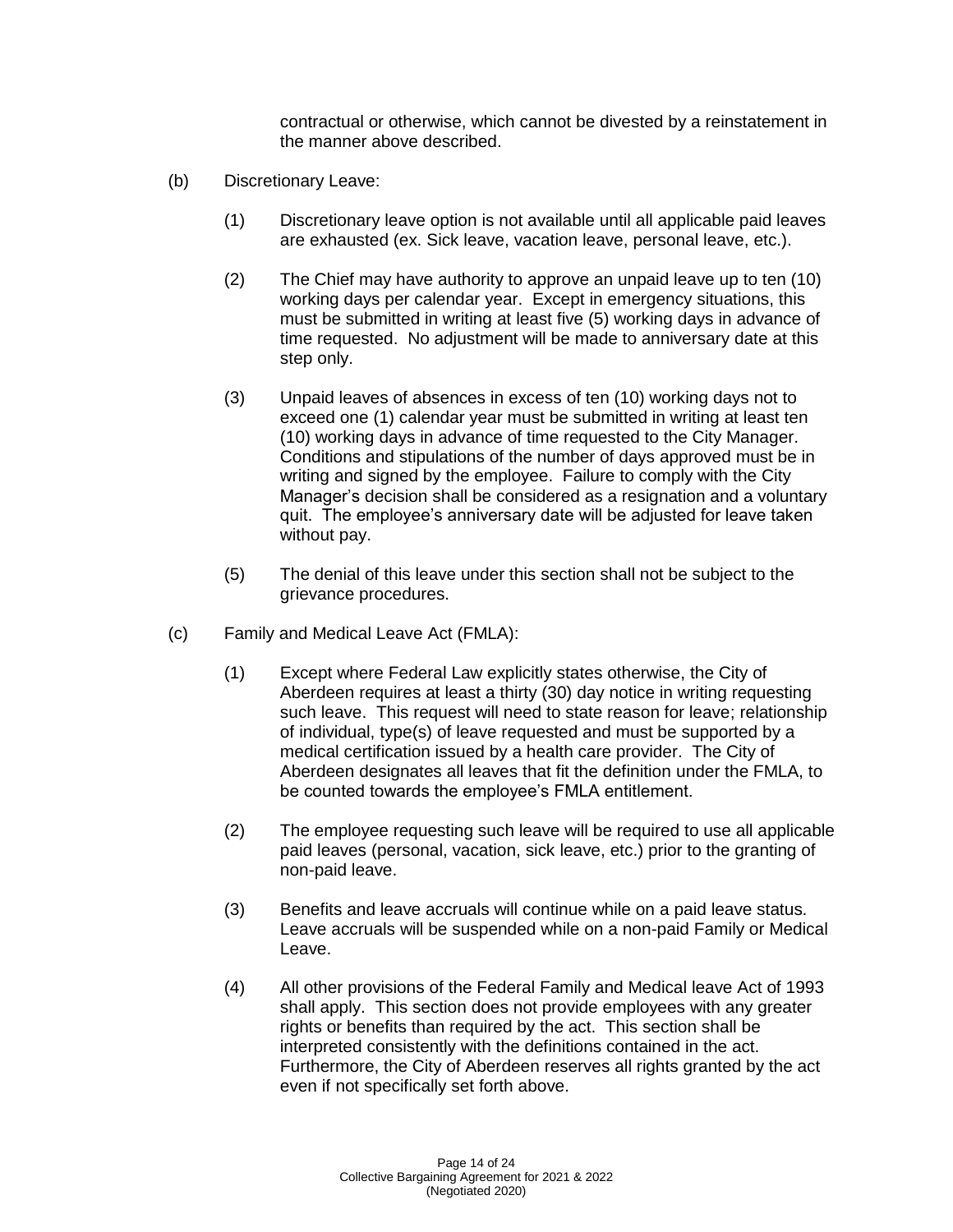contractual or otherwise, which cannot be divested by a reinstatement in the manner above described.

(b) Discretionary Leave:

(1) Discretionary leave option is not available until all applicable paid leaves are exhausted (ex. Sick leave, vacation leave, personal leave, etc.).

(2) The Chief may have authority to approve an unpaid leave up to ten (10) working days per calendar year. Except in emergency situations, this must be submitted in writing at least five (5) working days in advance of time requested. No adjustment will be made to anniversary date at this step only.

(3) Unpaid leaves of absences in excess of ten (10) working days not to exceed one (1) calendar year must be submitted in writing at least ten (10) working days in advance of time requested to the City Manager. Conditions and stipulations of the number of days approved must be in writing and signed by the employee. Failure to comply with the City Manager's decision shall be considered as a resignation and a voluntary quit. The employee's anniversary date will be adjusted for leave taken without pay.

(5) The denial of this leave under this section shall not be subject to the grievance procedures.

(c) Family and Medical Leave Act (FMLA):

(1) Except where Federal Law explicitly states otherwise, the City of Aberdeen requires at least a thirty (30) day notice in writing requesting such leave. This request will need to state reason for leave; relationship of individual, type(s) of leave requested and must be supported by a medical certification issued by a health care provider. The City of Aberdeen designates all leaves that fit the definition under the FMLA, to be counted towards the employee's FMLA entitlement.

(2) The employee requesting such leave will be required to use all applicable paid leaves (personal, vacation, sick leave, etc.) prior to the granting of non-paid leave.

(3) Benefits and leave accruals will continue while on a paid leave status. Leave accruals will be suspended while on a non-paid Family or Medical Leave.

(4) All other provisions of the Federal Family and Medical leave Act of 1993 shall apply. This section does not provide employees with any greater rights or benefits than required by the act. This section shall be interpreted consistently with the definitions contained in the act. Furthermore, the City of Aberdeen reserves all rights granted by the act even if not specifically set forth above.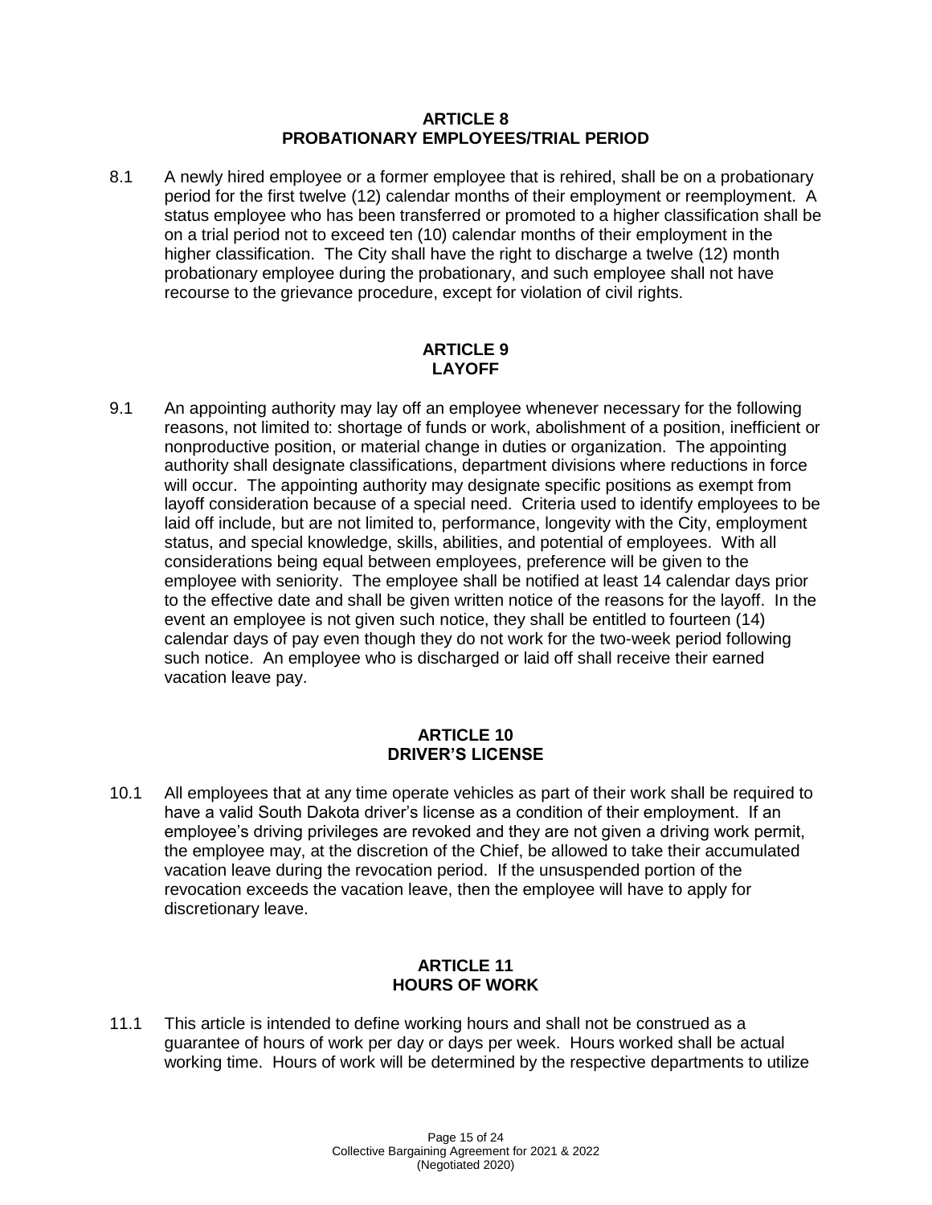## ARTICLE 8
## PROBATIONARY EMPLOYEES/TRIAL PERIOD

8.1 A newly hired employee or a former employee that is rehired, shall be on a probationary period for the first twelve (12) calendar months of their employment or reemployment. A status employee who has been transferred or promoted to a higher classification shall be on a trial period not to exceed ten (10) calendar months of their employment in the higher classification. The City shall have the right to discharge a twelve (12) month probationary employee during the probationary, and such employee shall not have recourse to the grievance procedure, except for violation of civil rights.

## ARTICLE 9
## LAYOFF

9.1 An appointing authority may lay off an employee whenever necessary for the following reasons, not limited to: shortage of funds or work, abolishment of a position, inefficient or nonproductive position, or material change in duties or organization. The appointing authority shall designate classifications, department divisions where reductions in force will occur. The appointing authority may designate specific positions as exempt from layoff consideration because of a special need. Criteria used to identify employees to be laid off include, but are not limited to, performance, longevity with the City, employment status, and special knowledge, skills, abilities, and potential of employees. With all considerations being equal between employees, preference will be given to the employee with seniority. The employee shall be notified at least 14 calendar days prior to the effective date and shall be given written notice of the reasons for the layoff. In the event an employee is not given such notice, they shall be entitled to fourteen (14) calendar days of pay even though they do not work for the two-week period following such notice. An employee who is discharged or laid off shall receive their earned vacation leave pay.

## ARTICLE 10
## DRIVER'S LICENSE

10.1 All employees that at any time operate vehicles as part of their work shall be required to have a valid South Dakota driver's license as a condition of their employment. If an employee's driving privileges are revoked and they are not given a driving work permit, the employee may, at the discretion of the Chief, be allowed to take their accumulated vacation leave during the revocation period. If the unsuspended portion of the revocation exceeds the vacation leave, then the employee will have to apply for discretionary leave.

## ARTICLE 11
## HOURS OF WORK

11.1 This article is intended to define working hours and shall not be construed as a guarantee of hours of work per day or days per week. Hours worked shall be actual working time. Hours of work will be determined by the respective departments to utilize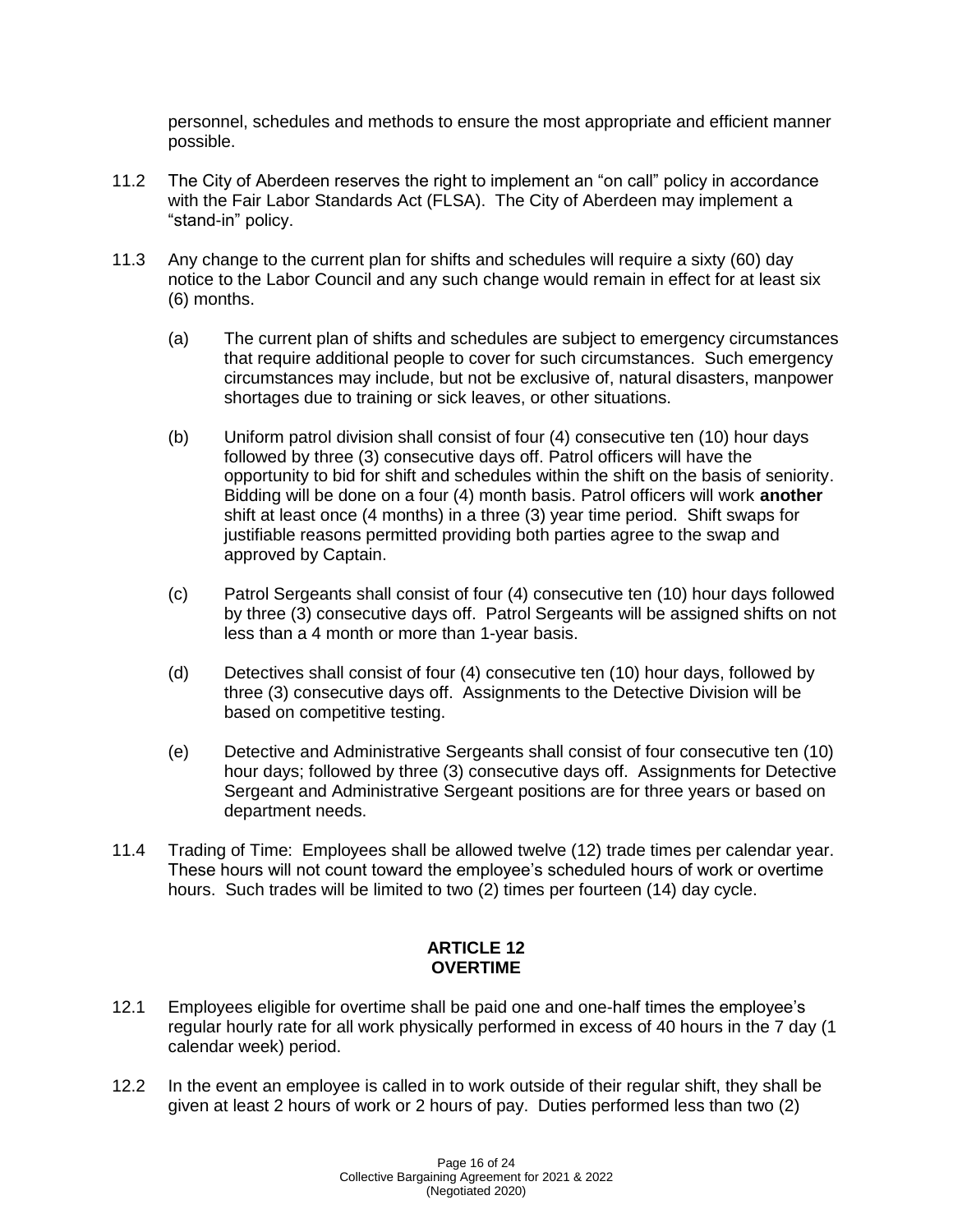personnel, schedules and methods to ensure the most appropriate and efficient manner possible.

11.2 The City of Aberdeen reserves the right to implement an "on call" policy in accordance with the Fair Labor Standards Act (FLSA). The City of Aberdeen may implement a "stand-in" policy.

11.3 Any change to the current plan for shifts and schedules will require a sixty (60) day notice to the Labor Council and any such change would remain in effect for at least six (6) months.

(a) The current plan of shifts and schedules are subject to emergency circumstances that require additional people to cover for such circumstances. Such emergency circumstances may include, but not be exclusive of, natural disasters, manpower shortages due to training or sick leaves, or other situations.

(b) Uniform patrol division shall consist of four (4) consecutive ten (10) hour days followed by three (3) consecutive days off. Patrol officers will have the opportunity to bid for shift and schedules within the shift on the basis of seniority. Bidding will be done on a four (4) month basis. Patrol officers will work **another** shift at least once (4 months) in a three (3) year time period. Shift swaps for justifiable reasons permitted providing both parties agree to the swap and approved by Captain.

(c) Patrol Sergeants shall consist of four (4) consecutive ten (10) hour days followed by three (3) consecutive days off. Patrol Sergeants will be assigned shifts on not less than a 4 month or more than 1-year basis.

(d) Detectives shall consist of four (4) consecutive ten (10) hour days, followed by three (3) consecutive days off. Assignments to the Detective Division will be based on competitive testing.

(e) Detective and Administrative Sergeants shall consist of four consecutive ten (10) hour days; followed by three (3) consecutive days off. Assignments for Detective Sergeant and Administrative Sergeant positions are for three years or based on department needs.

11.4 Trading of Time: Employees shall be allowed twelve (12) trade times per calendar year. These hours will not count toward the employee's scheduled hours of work or overtime hours. Such trades will be limited to two (2) times per fourteen (14) day cycle.

## ARTICLE 12
## OVERTIME

12.1 Employees eligible for overtime shall be paid one and one-half times the employee's regular hourly rate for all work physically performed in excess of 40 hours in the 7 day (1 calendar week) period.

12.2 In the event an employee is called in to work outside of their regular shift, they shall be given at least 2 hours of work or 2 hours of pay. Duties performed less than two (2)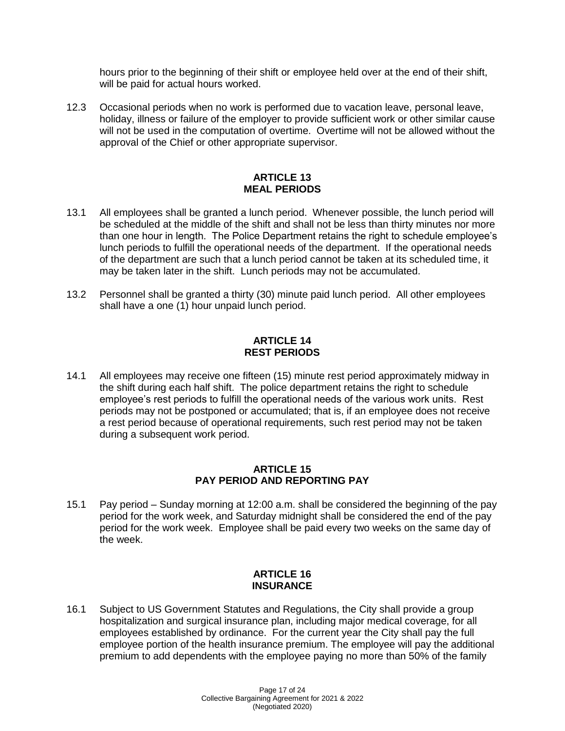hours prior to the beginning of their shift or employee held over at the end of their shift, will be paid for actual hours worked.

12.3 Occasional periods when no work is performed due to vacation leave, personal leave, holiday, illness or failure of the employer to provide sufficient work or other similar cause will not be used in the computation of overtime. Overtime will not be allowed without the approval of the Chief or other appropriate supervisor.

## ARTICLE 13
## MEAL PERIODS

13.1 All employees shall be granted a lunch period. Whenever possible, the lunch period will be scheduled at the middle of the shift and shall not be less than thirty minutes nor more than one hour in length. The Police Department retains the right to schedule employee's lunch periods to fulfill the operational needs of the department. If the operational needs of the department are such that a lunch period cannot be taken at its scheduled time, it may be taken later in the shift. Lunch periods may not be accumulated.

13.2 Personnel shall be granted a thirty (30) minute paid lunch period. All other employees shall have a one (1) hour unpaid lunch period.

## ARTICLE 14
## REST PERIODS

14.1 All employees may receive one fifteen (15) minute rest period approximately midway in the shift during each half shift. The police department retains the right to schedule employee's rest periods to fulfill the operational needs of the various work units. Rest periods may not be postponed or accumulated; that is, if an employee does not receive a rest period because of operational requirements, such rest period may not be taken during a subsequent work period.

## ARTICLE 15
## PAY PERIOD AND REPORTING PAY

15.1 Pay period – Sunday morning at 12:00 a.m. shall be considered the beginning of the pay period for the work week, and Saturday midnight shall be considered the end of the pay period for the work week. Employee shall be paid every two weeks on the same day of the week.

## ARTICLE 16
## INSURANCE

16.1 Subject to US Government Statutes and Regulations, the City shall provide a group hospitalization and surgical insurance plan, including major medical coverage, for all employees established by ordinance. For the current year the City shall pay the full employee portion of the health insurance premium. The employee will pay the additional premium to add dependents with the employee paying no more than 50% of the family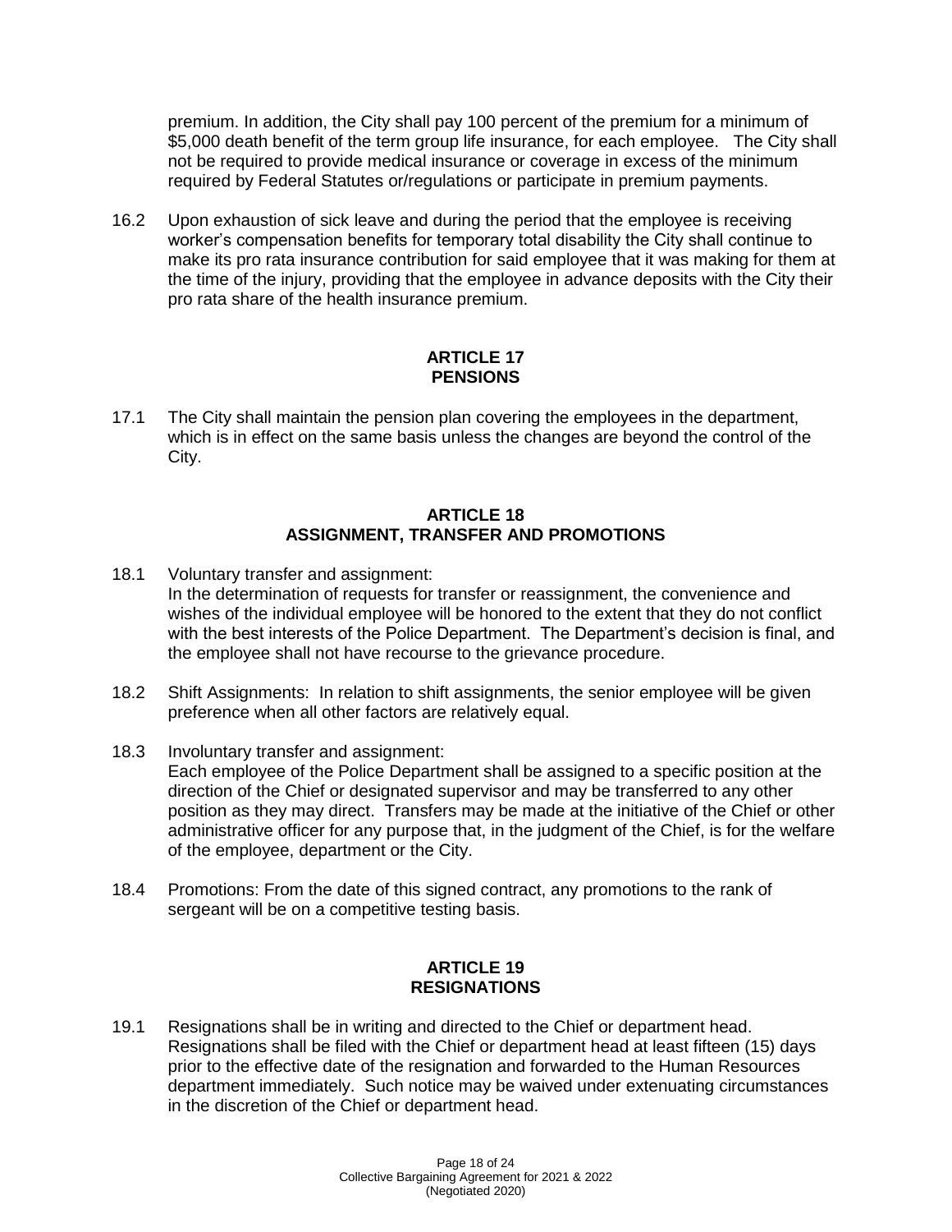premium. In addition, the City shall pay 100 percent of the premium for a minimum of $5,000 death benefit of the term group life insurance, for each employee. The City shall not be required to provide medical insurance or coverage in excess of the minimum required by Federal Statutes or/regulations or participate in premium payments.

16.2 Upon exhaustion of sick leave and during the period that the employee is receiving worker's compensation benefits for temporary total disability the City shall continue to make its pro rata insurance contribution for said employee that it was making for them at the time of the injury, providing that the employee in advance deposits with the City their pro rata share of the health insurance premium.

## ARTICLE 17
## PENSIONS

17.1 The City shall maintain the pension plan covering the employees in the department, which is in effect on the same basis unless the changes are beyond the control of the City.

## ARTICLE 18
## ASSIGNMENT, TRANSFER AND PROMOTIONS

18.1 Voluntary transfer and assignment:
In the determination of requests for transfer or reassignment, the convenience and wishes of the individual employee will be honored to the extent that they do not conflict with the best interests of the Police Department. The Department's decision is final, and the employee shall not have recourse to the grievance procedure.

18.2 Shift Assignments: In relation to shift assignments, the senior employee will be given preference when all other factors are relatively equal.

18.3 Involuntary transfer and assignment:
Each employee of the Police Department shall be assigned to a specific position at the direction of the Chief or designated supervisor and may be transferred to any other position as they may direct. Transfers may be made at the initiative of the Chief or other administrative officer for any purpose that, in the judgment of the Chief, is for the welfare of the employee, department or the City.

18.4 Promotions: From the date of this signed contract, any promotions to the rank of sergeant will be on a competitive testing basis.

## ARTICLE 19
## RESIGNATIONS

19.1 Resignations shall be in writing and directed to the Chief or department head. Resignations shall be filed with the Chief or department head at least fifteen (15) days prior to the effective date of the resignation and forwarded to the Human Resources department immediately. Such notice may be waived under extenuating circumstances in the discretion of the Chief or department head.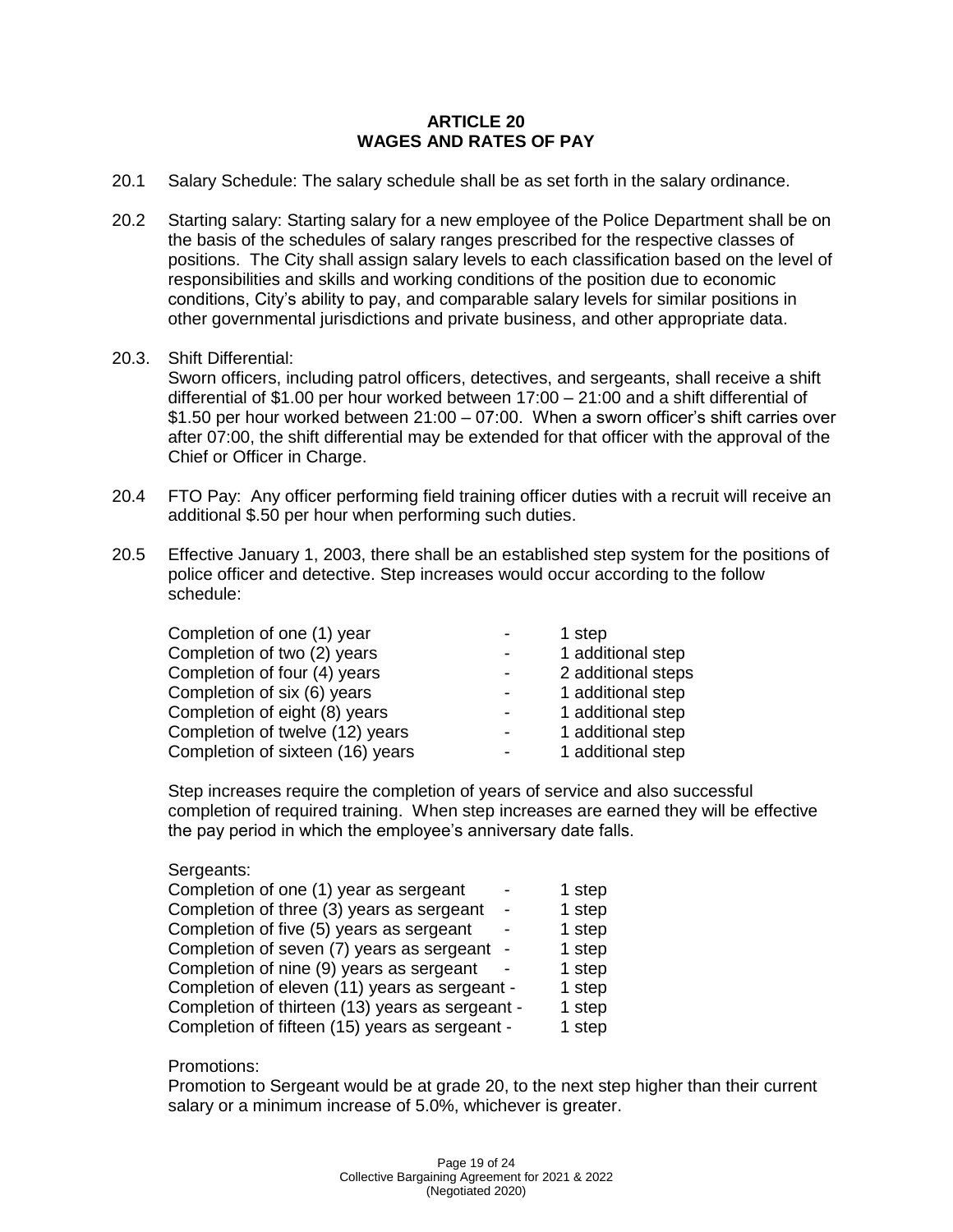# ARTICLE 20
## WAGES AND RATES OF PAY

20.1 Salary Schedule: The salary schedule shall be as set forth in the salary ordinance.

20.2 Starting salary: Starting salary for a new employee of the Police Department shall be on the basis of the schedules of salary ranges prescribed for the respective classes of positions. The City shall assign salary levels to each classification based on the level of responsibilities and skills and working conditions of the position due to economic conditions, City's ability to pay, and comparable salary levels for similar positions in other governmental jurisdictions and private business, and other appropriate data.

20.3. Shift Differential:
Sworn officers, including patrol officers, detectives, and sergeants, shall receive a shift differential of $1.00 per hour worked between 17:00 – 21:00 and a shift differential of $1.50 per hour worked between 21:00 – 07:00. When a sworn officer's shift carries over after 07:00, the shift differential may be extended for that officer with the approval of the Chief or Officer in Charge.

20.4 FTO Pay: Any officer performing field training officer duties with a recruit will receive an additional $.50 per hour when performing such duties.

20.5 Effective January 1, 2003, there shall be an established step system for the positions of police officer and detective. Step increases would occur according to the follow schedule:

| | | |
|---|---|---|
| Completion of one (1) year | - | 1 step |
| Completion of two (2) years | - | 1 additional step |
| Completion of four (4) years | - | 2 additional steps |
| Completion of six (6) years | - | 1 additional step |
| Completion of eight (8) years | - | 1 additional step |
| Completion of twelve (12) years | - | 1 additional step |
| Completion of sixteen (16) years | - | 1 additional step |

Step increases require the completion of years of service and also successful completion of required training. When step increases are earned they will be effective the pay period in which the employee's anniversary date falls.

Sergeants:

| | | |
|---|---|---|
| Completion of one (1) year as sergeant | - | 1 step |
| Completion of three (3) years as sergeant | - | 1 step |
| Completion of five (5) years as sergeant | - | 1 step |
| Completion of seven (7) years as sergeant | - | 1 step |
| Completion of nine (9) years as sergeant | - | 1 step |
| Completion of eleven (11) years as sergeant | - | 1 step |
| Completion of thirteen (13) years as sergeant | - | 1 step |
| Completion of fifteen (15) years as sergeant | - | 1 step |

Promotions:
Promotion to Sergeant would be at grade 20, to the next step higher than their current salary or a minimum increase of 5.0%, whichever is greater.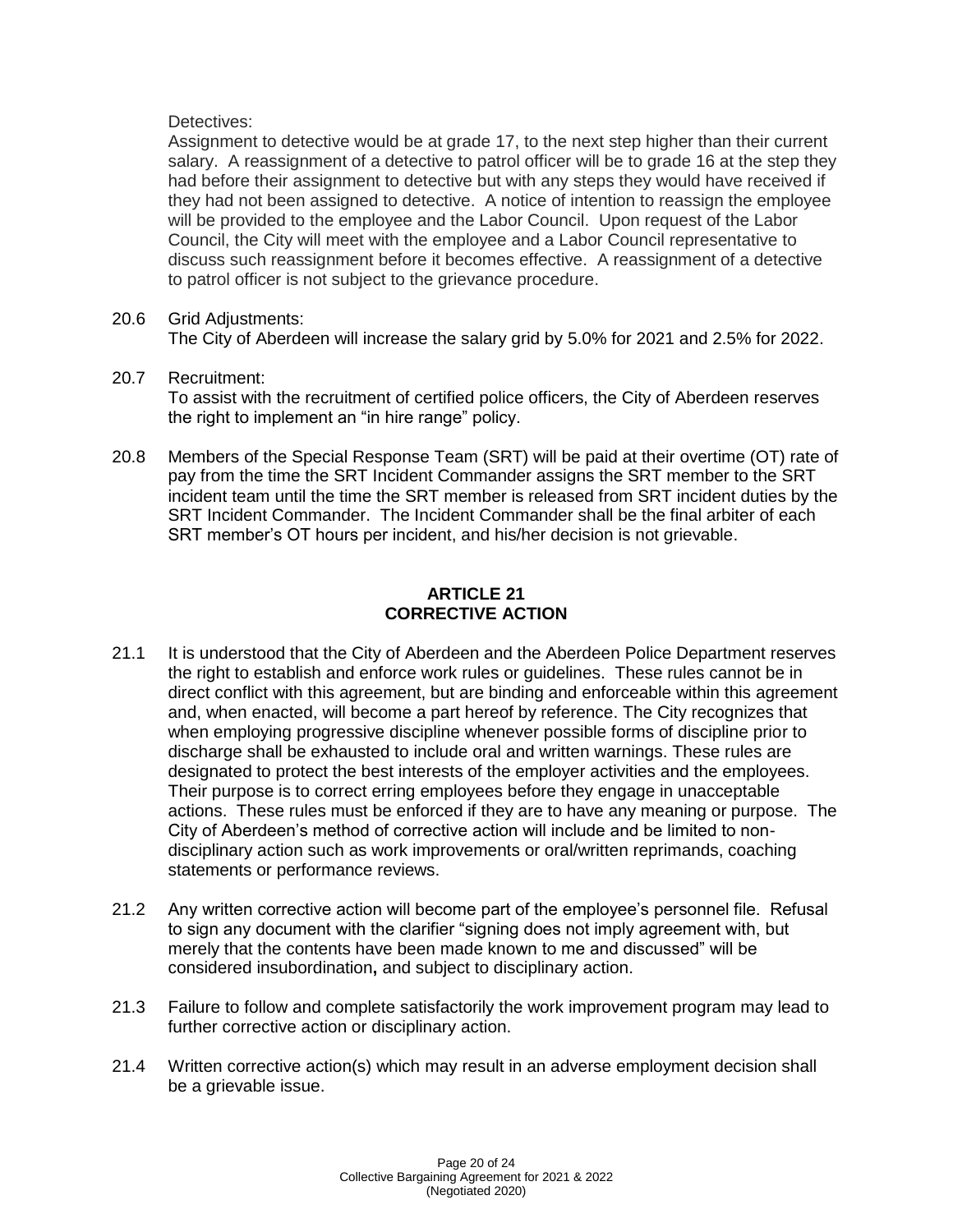Detectives:

Assignment to detective would be at grade 17, to the next step higher than their current salary. A reassignment of a detective to patrol officer will be to grade 16 at the step they had before their assignment to detective but with any steps they would have received if they had not been assigned to detective. A notice of intention to reassign the employee will be provided to the employee and the Labor Council. Upon request of the Labor Council, the City will meet with the employee and a Labor Council representative to discuss such reassignment before it becomes effective. A reassignment of a detective to patrol officer is not subject to the grievance procedure.

20.6 Grid Adjustments:
The City of Aberdeen will increase the salary grid by 5.0% for 2021 and 2.5% for 2022.

20.7 Recruitment:
To assist with the recruitment of certified police officers, the City of Aberdeen reserves the right to implement an "in hire range" policy.

20.8 Members of the Special Response Team (SRT) will be paid at their overtime (OT) rate of pay from the time the SRT Incident Commander assigns the SRT member to the SRT incident team until the time the SRT member is released from SRT incident duties by the SRT Incident Commander. The Incident Commander shall be the final arbiter of each SRT member's OT hours per incident, and his/her decision is not grievable.

## ARTICLE 21
## CORRECTIVE ACTION

21.1 It is understood that the City of Aberdeen and the Aberdeen Police Department reserves the right to establish and enforce work rules or guidelines. These rules cannot be in direct conflict with this agreement, but are binding and enforceable within this agreement and, when enacted, will become a part hereof by reference. The City recognizes that when employing progressive discipline whenever possible forms of discipline prior to discharge shall be exhausted to include oral and written warnings. These rules are designated to protect the best interests of the employer activities and the employees. Their purpose is to correct erring employees before they engage in unacceptable actions. These rules must be enforced if they are to have any meaning or purpose. The City of Aberdeen's method of corrective action will include and be limited to non-disciplinary action such as work improvements or oral/written reprimands, coaching statements or performance reviews.

21.2 Any written corrective action will become part of the employee's personnel file. Refusal to sign any document with the clarifier "signing does not imply agreement with, but merely that the contents have been made known to me and discussed" will be considered insubordination**,** and subject to disciplinary action.

21.3 Failure to follow and complete satisfactorily the work improvement program may lead to further corrective action or disciplinary action.

21.4 Written corrective action(s) which may result in an adverse employment decision shall be a grievable issue.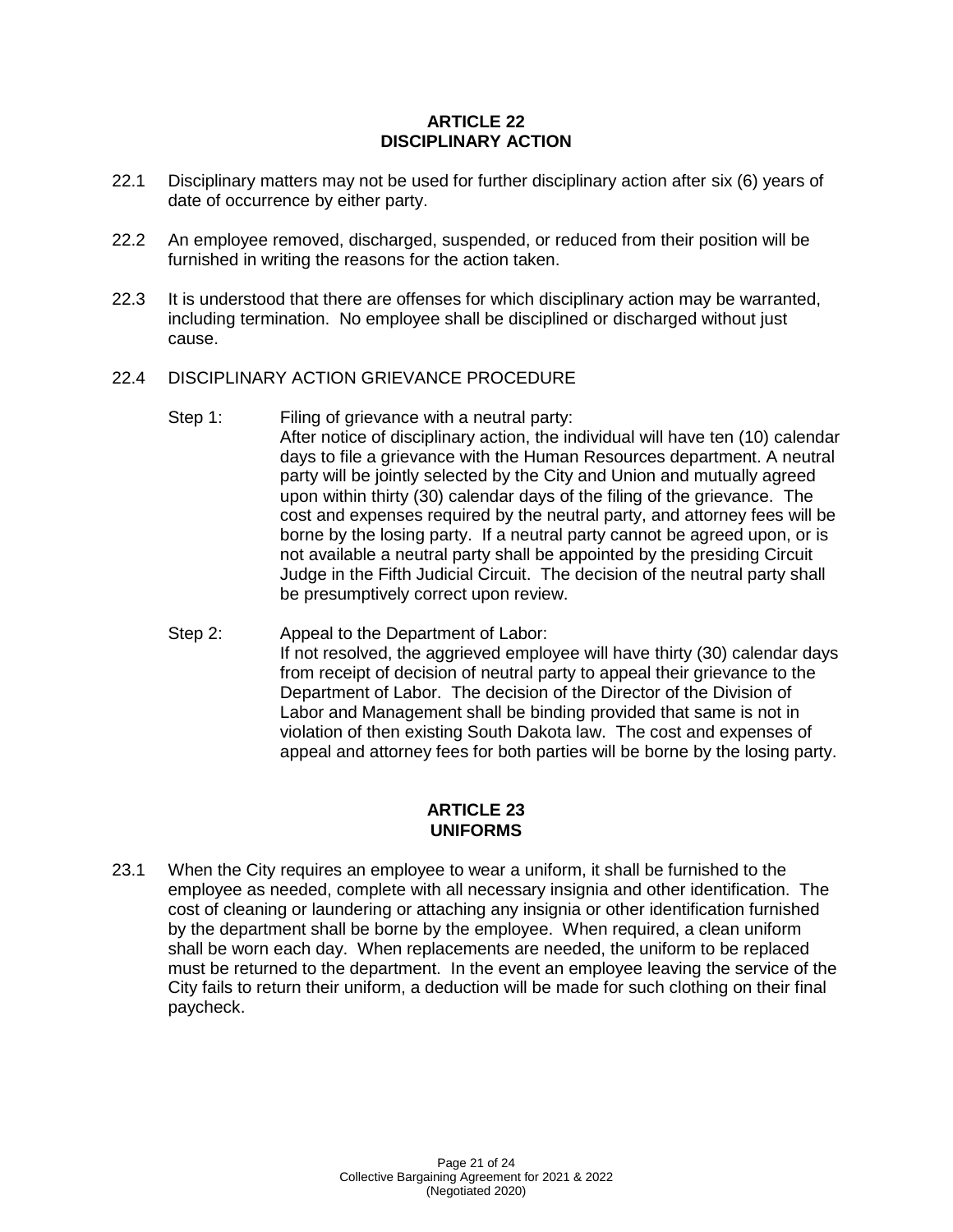## ARTICLE 22
## DISCIPLINARY ACTION

22.1 Disciplinary matters may not be used for further disciplinary action after six (6) years of date of occurrence by either party.

22.2 An employee removed, discharged, suspended, or reduced from their position will be furnished in writing the reasons for the action taken.

22.3 It is understood that there are offenses for which disciplinary action may be warranted, including termination. No employee shall be disciplined or discharged without just cause.

22.4 DISCIPLINARY ACTION GRIEVANCE PROCEDURE

Step 1: Filing of grievance with a neutral party:
After notice of disciplinary action, the individual will have ten (10) calendar days to file a grievance with the Human Resources department. A neutral party will be jointly selected by the City and Union and mutually agreed upon within thirty (30) calendar days of the filing of the grievance. The cost and expenses required by the neutral party, and attorney fees will be borne by the losing party. If a neutral party cannot be agreed upon, or is not available a neutral party shall be appointed by the presiding Circuit Judge in the Fifth Judicial Circuit. The decision of the neutral party shall be presumptively correct upon review.

Step 2: Appeal to the Department of Labor:
If not resolved, the aggrieved employee will have thirty (30) calendar days from receipt of decision of neutral party to appeal their grievance to the Department of Labor. The decision of the Director of the Division of Labor and Management shall be binding provided that same is not in violation of then existing South Dakota law. The cost and expenses of appeal and attorney fees for both parties will be borne by the losing party.

## ARTICLE 23
## UNIFORMS

23.1 When the City requires an employee to wear a uniform, it shall be furnished to the employee as needed, complete with all necessary insignia and other identification. The cost of cleaning or laundering or attaching any insignia or other identification furnished by the department shall be borne by the employee. When required, a clean uniform shall be worn each day. When replacements are needed, the uniform to be replaced must be returned to the department. In the event an employee leaving the service of the City fails to return their uniform, a deduction will be made for such clothing on their final paycheck.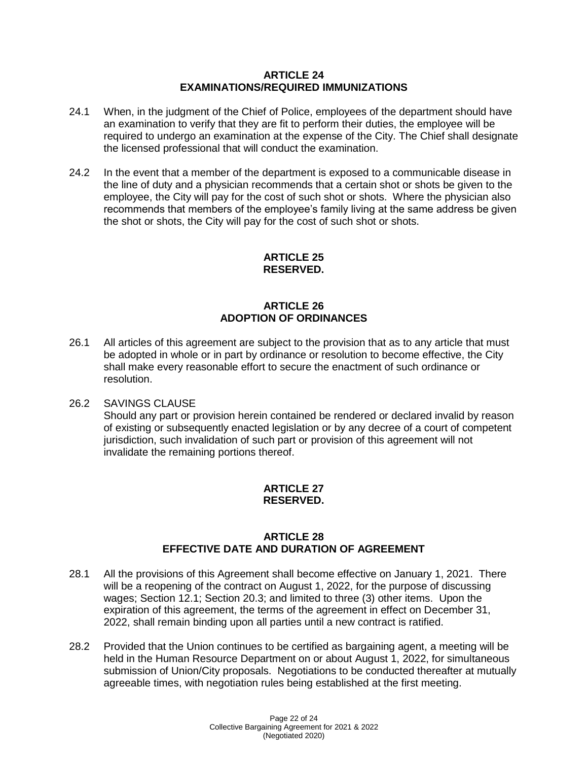## ARTICLE 24
## EXAMINATIONS/REQUIRED IMMUNIZATIONS

24.1 When, in the judgment of the Chief of Police, employees of the department should have an examination to verify that they are fit to perform their duties, the employee will be required to undergo an examination at the expense of the City. The Chief shall designate the licensed professional that will conduct the examination.

24.2 In the event that a member of the department is exposed to a communicable disease in the line of duty and a physician recommends that a certain shot or shots be given to the employee, the City will pay for the cost of such shot or shots. Where the physician also recommends that members of the employee's family living at the same address be given the shot or shots, the City will pay for the cost of such shot or shots.

## ARTICLE 25
## RESERVED.

## ARTICLE 26
## ADOPTION OF ORDINANCES

26.1 All articles of this agreement are subject to the provision that as to any article that must be adopted in whole or in part by ordinance or resolution to become effective, the City shall make every reasonable effort to secure the enactment of such ordinance or resolution.

26.2 SAVINGS CLAUSE
Should any part or provision herein contained be rendered or declared invalid by reason of existing or subsequently enacted legislation or by any decree of a court of competent jurisdiction, such invalidation of such part or provision of this agreement will not invalidate the remaining portions thereof.

## ARTICLE 27
## RESERVED.

## ARTICLE 28
## EFFECTIVE DATE AND DURATION OF AGREEMENT

28.1 All the provisions of this Agreement shall become effective on January 1, 2021. There will be a reopening of the contract on August 1, 2022, for the purpose of discussing wages; Section 12.1; Section 20.3; and limited to three (3) other items. Upon the expiration of this agreement, the terms of the agreement in effect on December 31, 2022, shall remain binding upon all parties until a new contract is ratified.

28.2 Provided that the Union continues to be certified as bargaining agent, a meeting will be held in the Human Resource Department on or about August 1, 2022, for simultaneous submission of Union/City proposals. Negotiations to be conducted thereafter at mutually agreeable times, with negotiation rules being established at the first meeting.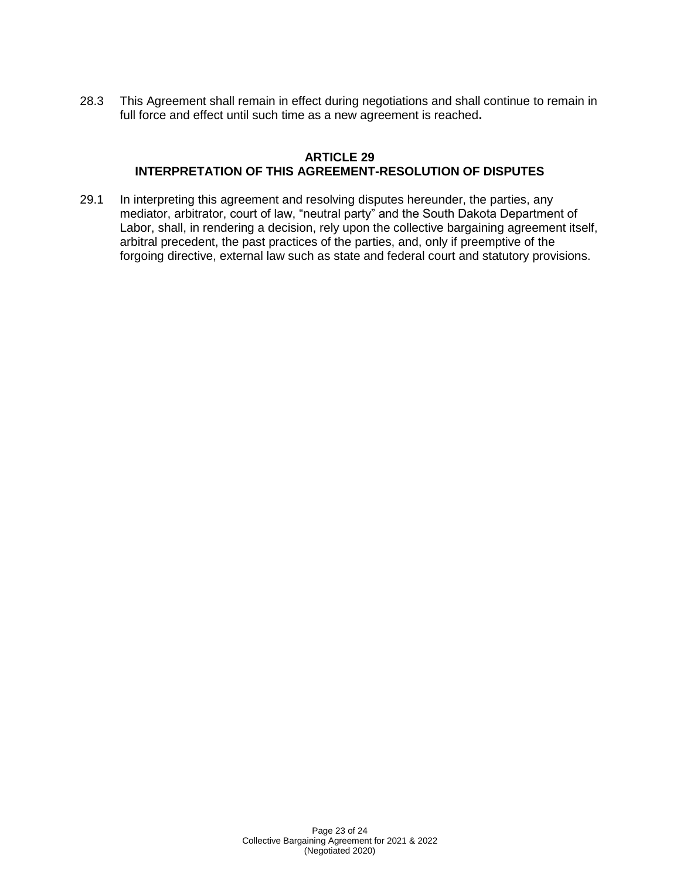28.3 This Agreement shall remain in effect during negotiations and shall continue to remain in full force and effect until such time as a new agreement is reached**.**

## ARTICLE 29
## INTERPRETATION OF THIS AGREEMENT-RESOLUTION OF DISPUTES

29.1 In interpreting this agreement and resolving disputes hereunder, the parties, any mediator, arbitrator, court of law, "neutral party" and the South Dakota Department of Labor, shall, in rendering a decision, rely upon the collective bargaining agreement itself, arbitral precedent, the past practices of the parties, and, only if preemptive of the forgoing directive, external law such as state and federal court and statutory provisions.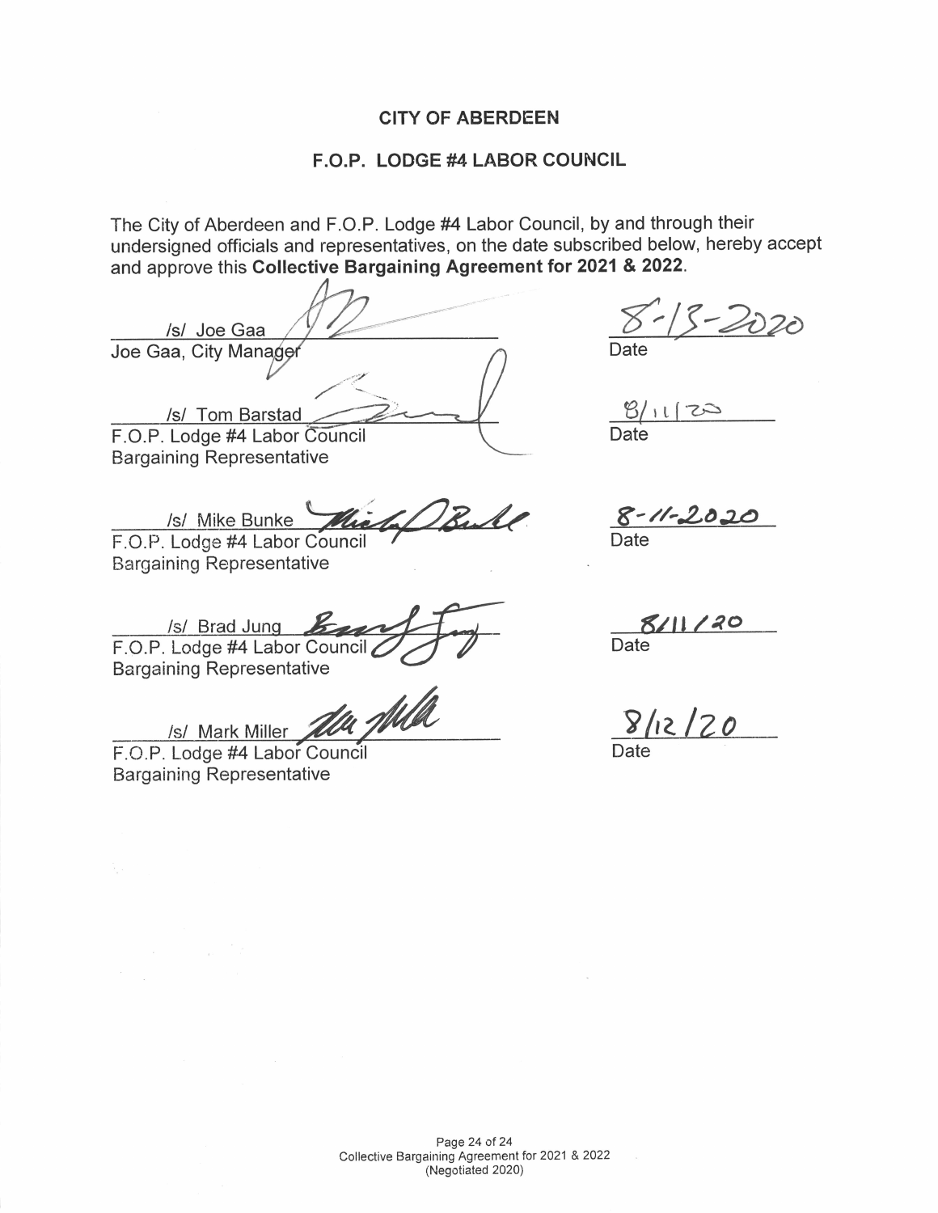**CITY OF ABERDEEN**

**F.O.P. LODGE #4 LABOR COUNCIL**

The City of Aberdeen and F.O.P. Lodge #4 Labor Council, by and through their undersigned officials and representatives, on the date subscribed below, hereby accept and approve this **Collective Bargaining Agreement for 2021 & 2022**.

| | |
|---|---|
| /s/ Joe Gaa<br>Joe Gaa, City Manager | 8-13-2020<br>Date |
| /s/ Tom Barstad<br>F.O.P. Lodge #4 Labor Council<br>Bargaining Representative | 8/11/20<br>Date |
| /s/ Mike Bunke<br>F.O.P. Lodge #4 Labor Council<br>Bargaining Representative | 8-11-2020<br>Date |
| /s/ Brad Jung<br>F.O.P. Lodge #4 Labor Council<br>Bargaining Representative | 8/11/20<br>Date |
| /s/ Mark Miller<br>F.O.P. Lodge #4 Labor Council<br>Bargaining Representative | 8/12/20<br>Date |